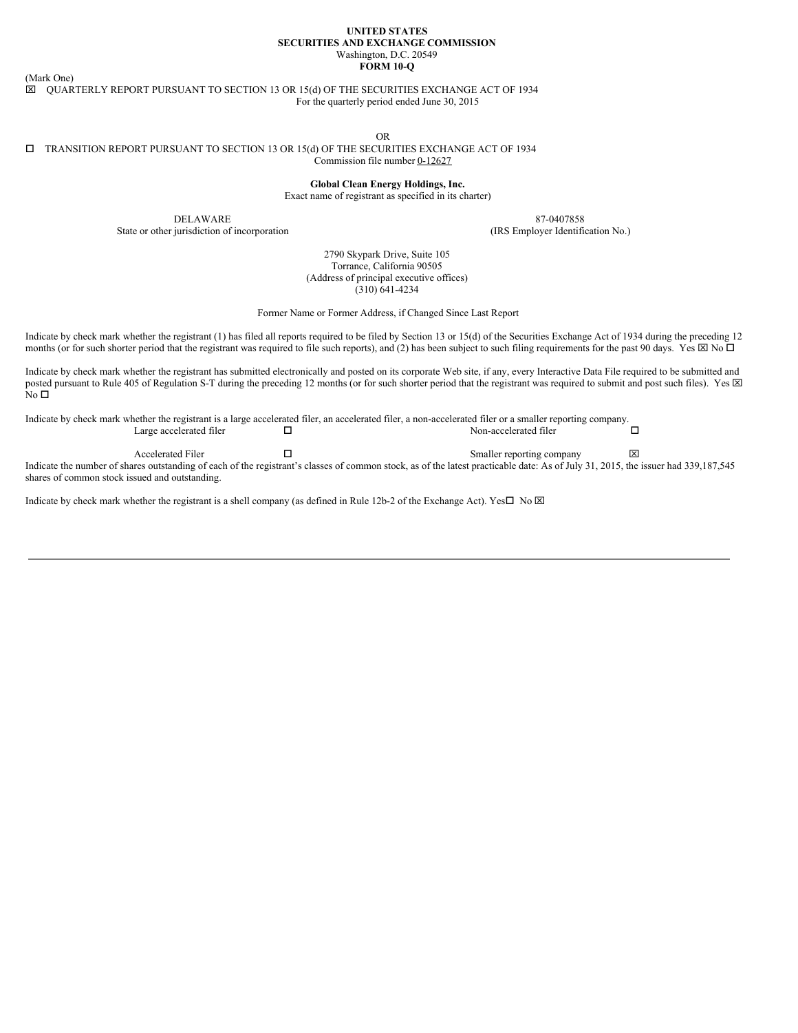**UNITED STATES**
**SECURITIES AND EXCHANGE COMMISSION**
Washington, D.C. 20549
**FORM 10-Q**

(Mark One)

☒ QUARTERLY REPORT PURSUANT TO SECTION 13 OR 15(d) OF THE SECURITIES EXCHANGE ACT OF 1934
For the quarterly period ended June 30, 2015

OR

☐ TRANSITION REPORT PURSUANT TO SECTION 13 OR 15(d) OF THE SECURITIES EXCHANGE ACT OF 1934
Commission file number 0-12627

**Global Clean Energy Holdings, Inc.**
Exact name of registrant as specified in its charter)

| DELAWARE | 87-0407858 |
|---|---|
| State or other jurisdiction of incorporation | (IRS Employer Identification No.) |

2790 Skypark Drive, Suite 105
Torrance, California 90505
(Address of principal executive offices)
(310) 641-4234

Former Name or Former Address, if Changed Since Last Report

Indicate by check mark whether the registrant (1) has filed all reports required to be filed by Section 13 or 15(d) of the Securities Exchange Act of 1934 during the preceding 12 months (or for such shorter period that the registrant was required to file such reports), and (2) has been subject to such filing requirements for the past 90 days. Yes ☒ No ☐

Indicate by check mark whether the registrant has submitted electronically and posted on its corporate Web site, if any, every Interactive Data File required to be submitted and posted pursuant to Rule 405 of Regulation S-T during the preceding 12 months (or for such shorter period that the registrant was required to submit and post such files). Yes ☒ No ☐

Indicate by check mark whether the registrant is a large accelerated filer, an accelerated filer, a non-accelerated filer or a smaller reporting company.

| | | | |
|---|---|---|---|
| Large accelerated filer | ☐ | Non-accelerated filer | ☐ |
| Accelerated Filer | ☐ | Smaller reporting company | ☒ |

Indicate the number of shares outstanding of each of the registrant's classes of common stock, as of the latest practicable date: As of July 31, 2015, the issuer had 339,187,545 shares of common stock issued and outstanding.

Indicate by check mark whether the registrant is a shell company (as defined in Rule 12b-2 of the Exchange Act). Yes☐ No ☒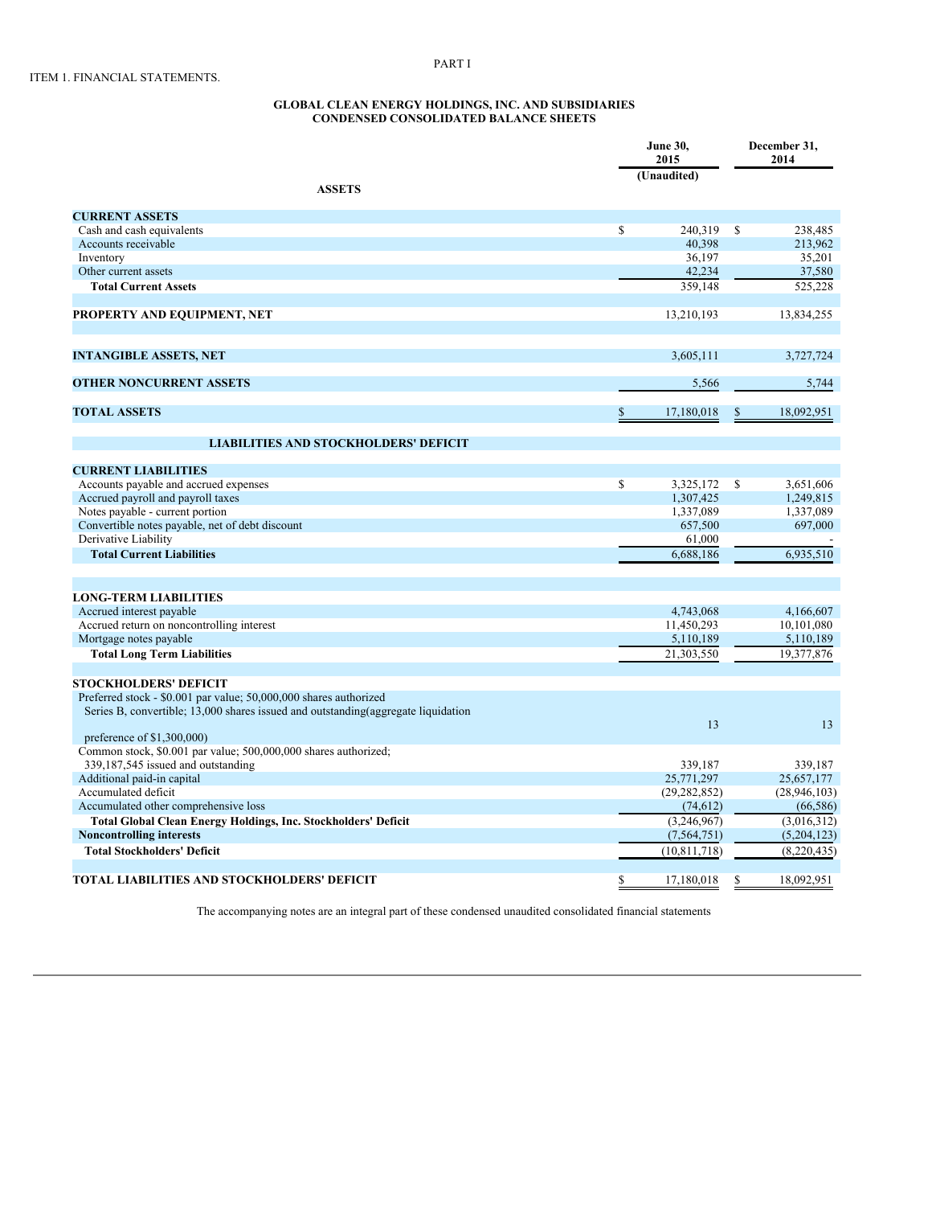PART I

ITEM 1. FINANCIAL STATEMENTS.

**GLOBAL CLEAN ENERGY HOLDINGS, INC. AND SUBSIDIARIES**
**CONDENSED CONSOLIDATED BALANCE SHEETS**

| | June 30, 2015 (Unaudited) | December 31, 2014 |
|---|---|---|
| **ASSETS** | | |
| **CURRENT ASSETS** | | |
| Cash and cash equivalents | $ 240,319 | $ 238,485 |
| Accounts receivable | 40,398 | 213,962 |
| Inventory | 36,197 | 35,201 |
| Other current assets | 42,234 | 37,580 |
| **Total Current Assets** | 359,148 | 525,228 |
| **PROPERTY AND EQUIPMENT, NET** | 13,210,193 | 13,834,255 |
| **INTANGIBLE ASSETS, NET** | 3,605,111 | 3,727,724 |
| **OTHER NONCURRENT ASSETS** | 5,566 | 5,744 |
| **TOTAL ASSETS** | $ 17,180,018 | $ 18,092,951 |
| **LIABILITIES AND STOCKHOLDERS' DEFICIT** | | |
| **CURRENT LIABILITIES** | | |
| Accounts payable and accrued expenses | $ 3,325,172 | $ 3,651,606 |
| Accrued payroll and payroll taxes | 1,307,425 | 1,249,815 |
| Notes payable - current portion | 1,337,089 | 1,337,089 |
| Convertible notes payable, net of debt discount | 657,500 | 697,000 |
| Derivative Liability | 61,000 | - |
| **Total Current Liabilities** | 6,688,186 | 6,935,510 |
| **LONG-TERM LIABILITIES** | | |
| Accrued interest payable | 4,743,068 | 4,166,607 |
| Accrued return on noncontrolling interest | 11,450,293 | 10,101,080 |
| Mortgage notes payable | 5,110,189 | 5,110,189 |
| **Total Long Term Liabilities** | 21,303,550 | 19,377,876 |
| **STOCKHOLDERS' DEFICIT** | | |
| Preferred stock - $0.001 par value; 50,000,000 shares authorized Series B, convertible; 13,000 shares issued and outstanding(aggregate liquidation preference of $1,300,000) | 13 | 13 |
| Common stock, $0.001 par value; 500,000,000 shares authorized; 339,187,545 issued and outstanding | 339,187 | 339,187 |
| Additional paid-in capital | 25,771,297 | 25,657,177 |
| Accumulated deficit | (29,282,852) | (28,946,103) |
| Accumulated other comprehensive loss | (74,612) | (66,586) |
| **Total Global Clean Energy Holdings, Inc. Stockholders' Deficit** | (3,246,967) | (3,016,312) |
| **Noncontrolling interests** | (7,564,751) | (5,204,123) |
| **Total Stockholders' Deficit** | (10,811,718) | (8,220,435) |
| **TOTAL LIABILITIES AND STOCKHOLDERS' DEFICIT** | $ 17,180,018 | $ 18,092,951 |

The accompanying notes are an integral part of these condensed unaudited consolidated financial statements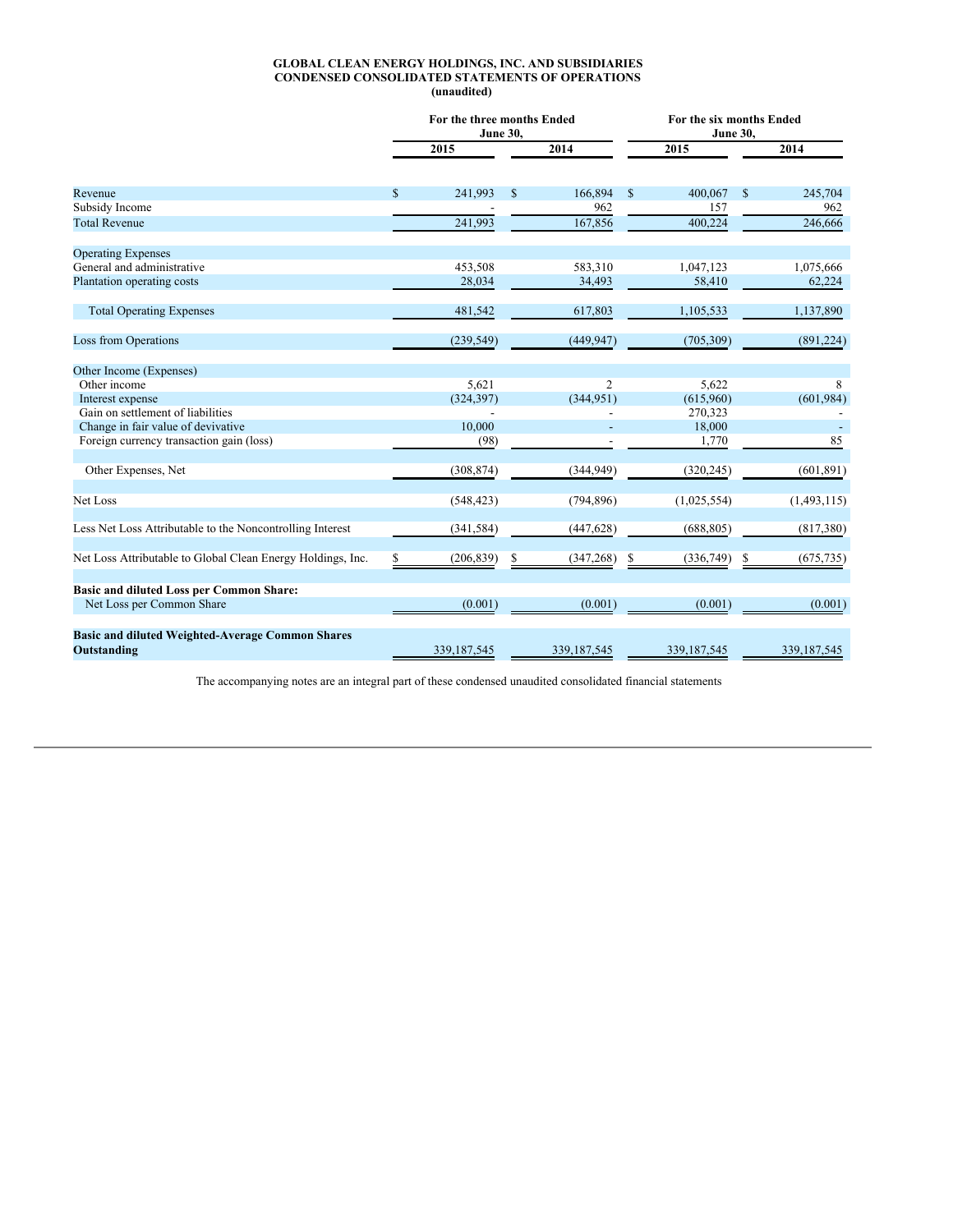**GLOBAL CLEAN ENERGY HOLDINGS, INC. AND SUBSIDIARIES**
**CONDENSED CONSOLIDATED STATEMENTS OF OPERATIONS**
**(unaudited)**

| | For the three months Ended June 30, | | For the six months Ended June 30, | |
|---|---|---|---|---|
| | 2015 | 2014 | 2015 | 2014 |
| Revenue | $ 241,993 | $ 166,894 | $ 400,067 | $ 245,704 |
| Subsidy Income | - | 962 | 157 | 962 |
| Total Revenue | 241,993 | 167,856 | 400,224 | 246,666 |
| Operating Expenses | | | | |
| General and administrative | 453,508 | 583,310 | 1,047,123 | 1,075,666 |
| Plantation operating costs | 28,034 | 34,493 | 58,410 | 62,224 |
| Total Operating Expenses | 481,542 | 617,803 | 1,105,533 | 1,137,890 |
| Loss from Operations | (239,549) | (449,947) | (705,309) | (891,224) |
| Other Income (Expenses) | | | | |
| Other income | 5,621 | 2 | 5,622 | 8 |
| Interest expense | (324,397) | (344,951) | (615,960) | (601,984) |
| Gain on settlement of liabilities | - | - | 270,323 | - |
| Change in fair value of devivative | 10,000 | - | 18,000 | - |
| Foreign currency transaction gain (loss) | (98) | - | 1,770 | 85 |
| Other Expenses, Net | (308,874) | (344,949) | (320,245) | (601,891) |
| Net Loss | (548,423) | (794,896) | (1,025,554) | (1,493,115) |
| Less Net Loss Attributable to the Noncontrolling Interest | (341,584) | (447,628) | (688,805) | (817,380) |
| Net Loss Attributable to Global Clean Energy Holdings, Inc. | $ (206,839) | $ (347,268) | $ (336,749) | $ (675,735) |
| **Basic and diluted Loss per Common Share:** | | | | |
| Net Loss per Common Share | (0.001) | (0.001) | (0.001) | (0.001) |
| **Basic and diluted Weighted-Average Common Shares Outstanding** | 339,187,545 | 339,187,545 | 339,187,545 | 339,187,545 |

The accompanying notes are an integral part of these condensed unaudited consolidated financial statements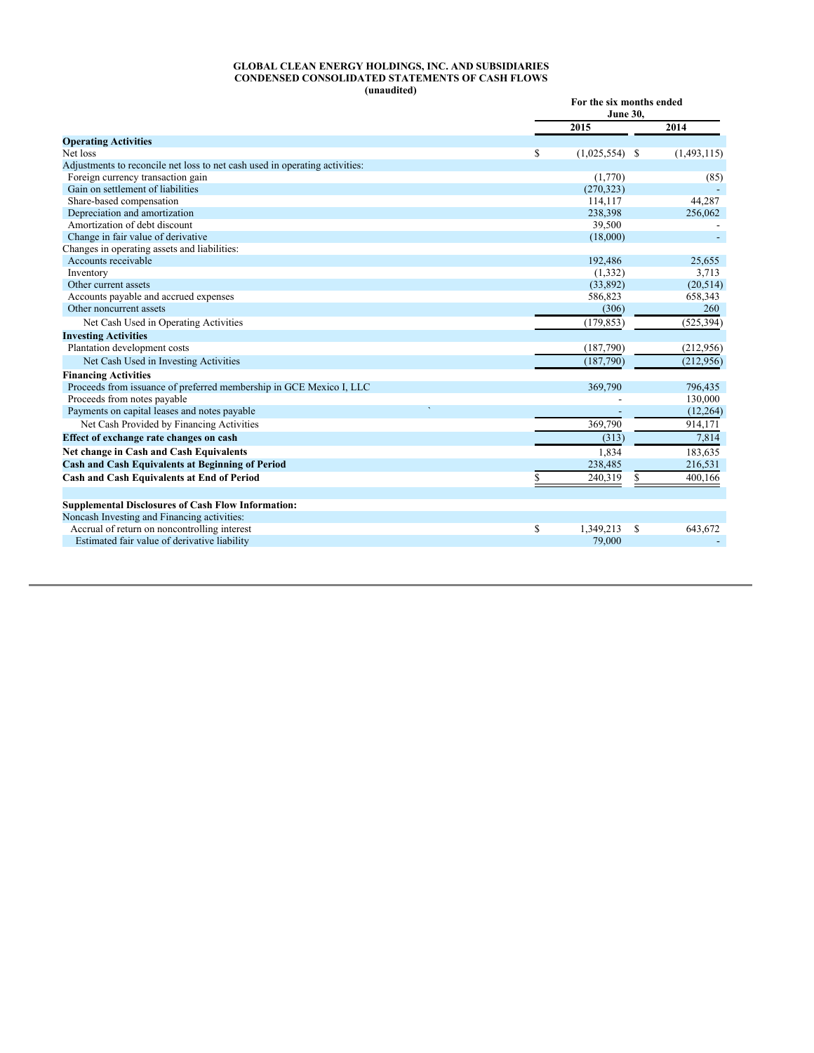**GLOBAL CLEAN ENERGY HOLDINGS, INC. AND SUBSIDIARIES**
**CONDENSED CONSOLIDATED STATEMENTS OF CASH FLOWS**
**(unaudited)**

| | For the six months ended June 30, | |
|---|---|---|
| | **2015** | **2014** |
| **Operating Activities** | | |
| Net loss | $ (1,025,554) | $ (1,493,115) |
| Adjustments to reconcile net loss to net cash used in operating activities: | | |
| Foreign currency transaction gain | (1,770) | (85) |
| Gain on settlement of liabilities | (270,323) | - |
| Share-based compensation | 114,117 | 44,287 |
| Depreciation and amortization | 238,398 | 256,062 |
| Amortization of debt discount | 39,500 | - |
| Change in fair value of derivative | (18,000) | - |
| Changes in operating assets and liabilities: | | |
| Accounts receivable | 192,486 | 25,655 |
| Inventory | (1,332) | 3,713 |
| Other current assets | (33,892) | (20,514) |
| Accounts payable and accrued expenses | 586,823 | 658,343 |
| Other noncurrent assets | (306) | 260 |
| Net Cash Used in Operating Activities | (179,853) | (525,394) |
| **Investing Activities** | | |
| Plantation development costs | (187,790) | (212,956) |
| Net Cash Used in Investing Activities | (187,790) | (212,956) |
| **Financing Activities** | | |
| Proceeds from issuance of preferred membership in GCE Mexico I, LLC | 369,790 | 796,435 |
| Proceeds from notes payable | - | 130,000 |
| Payments on capital leases and notes payable | - | (12,264) |
| Net Cash Provided by Financing Activities | 369,790 | 914,171 |
| **Effect of exchange rate changes on cash** | (313) | 7,814 |
| **Net change in Cash and Cash Equivalents** | 1,834 | 183,635 |
| **Cash and Cash Equivalents at Beginning of Period** | 238,485 | 216,531 |
| **Cash and Cash Equivalents at End of Period** | $ 240,319 | $ 400,166 |
| | | |
| **Supplemental Disclosures of Cash Flow Information:** | | |
| Noncash Investing and Financing activities: | | |
| Accrual of return on noncontrolling interest | $ 1,349,213 | $ 643,672 |
| Estimated fair value of derivative liability | 79,000 | - |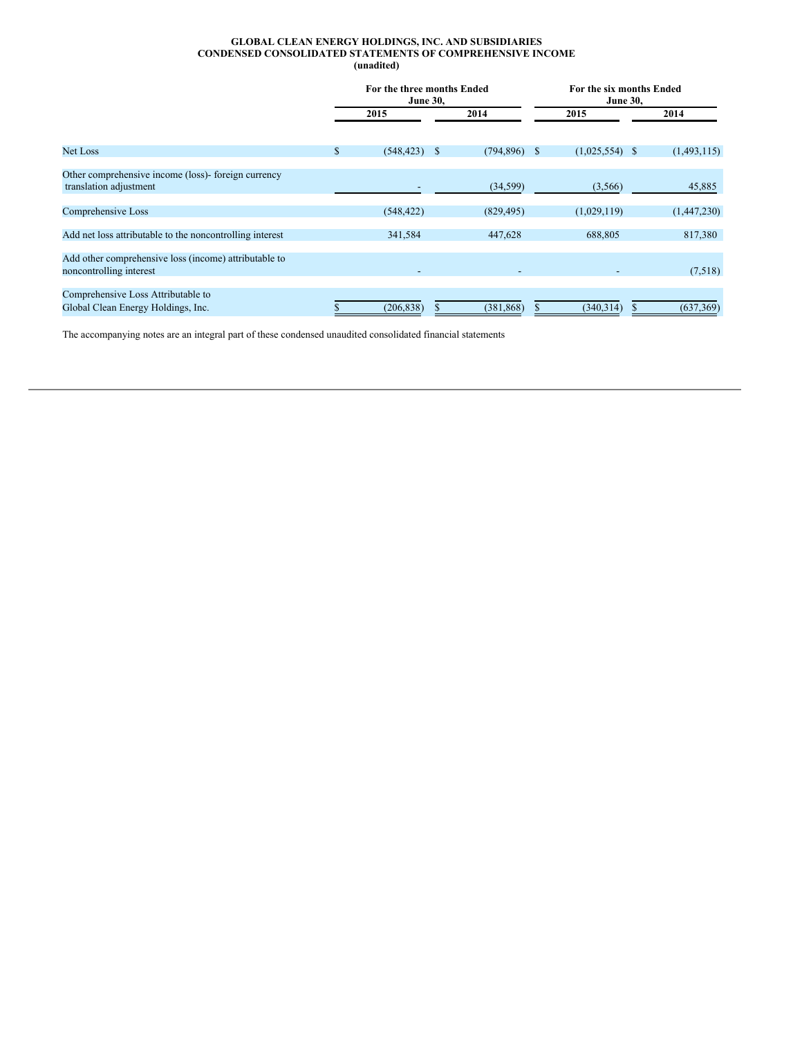**GLOBAL CLEAN ENERGY HOLDINGS, INC. AND SUBSIDIARIES**
**CONDENSED CONSOLIDATED STATEMENTS OF COMPREHENSIVE INCOME**
**(unadited)**

| | For the three months Ended June 30, | | For the six months Ended June 30, | |
|---|---|---|---|---|
| | 2015 | 2014 | 2015 | 2014 |
| Net Loss | $ (548,423) | $ (794,896) | $ (1,025,554) | $ (1,493,115) |
| Other comprehensive income (loss)- foreign currency translation adjustment | - | (34,599) | (3,566) | 45,885 |
| Comprehensive Loss | (548,422) | (829,495) | (1,029,119) | (1,447,230) |
| Add net loss attributable to the noncontrolling interest | 341,584 | 447,628 | 688,805 | 817,380 |
| Add other comprehensive loss (income) attributable to noncontrolling interest | - | - | - | (7,518) |
| Comprehensive Loss Attributable to Global Clean Energy Holdings, Inc. | $ (206,838) | $ (381,868) | $ (340,314) | $ (637,369) |

The accompanying notes are an integral part of these condensed unaudited consolidated financial statements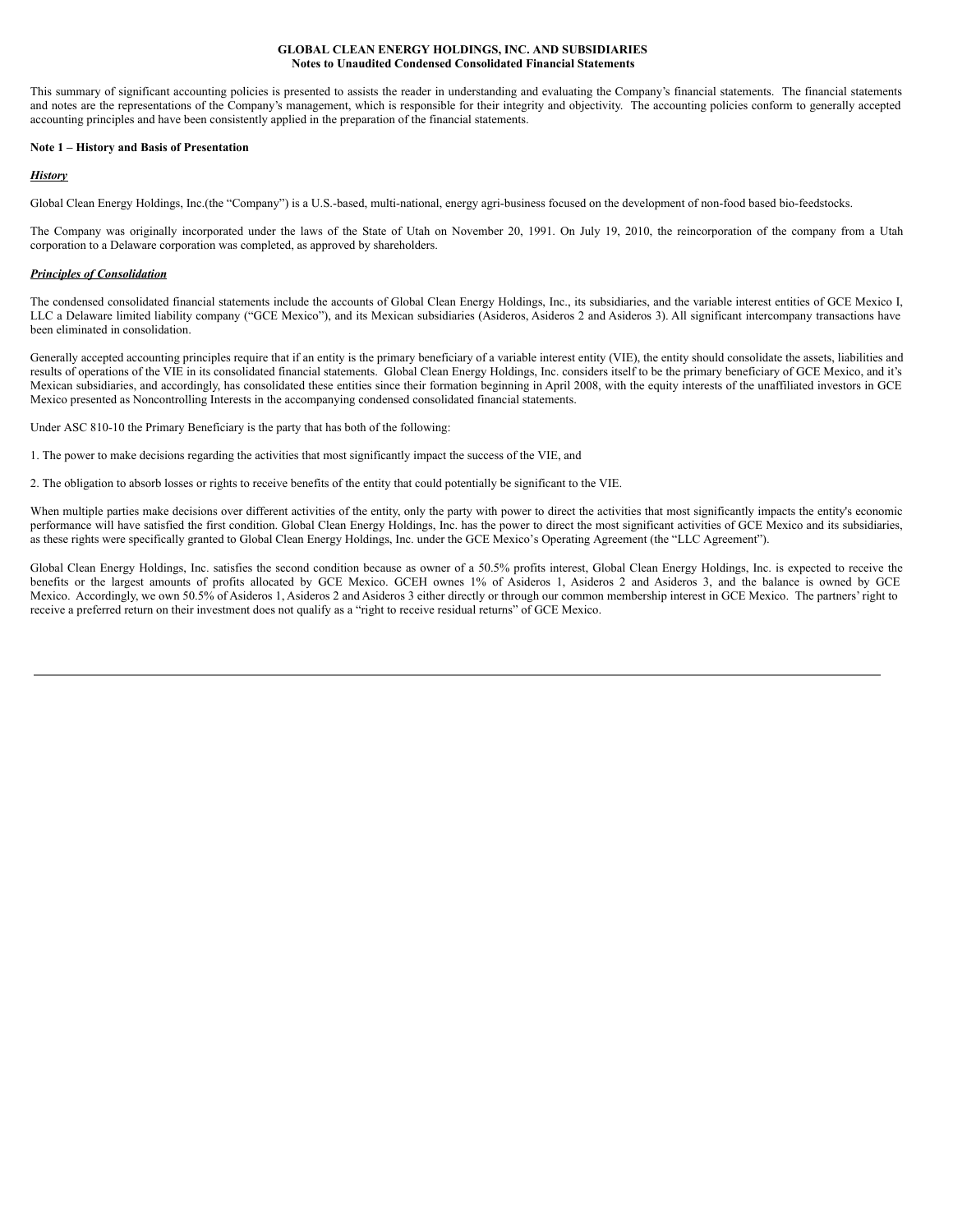**GLOBAL CLEAN ENERGY HOLDINGS, INC. AND SUBSIDIARIES**
**Notes to Unaudited Condensed Consolidated Financial Statements**

This summary of significant accounting policies is presented to assists the reader in understanding and evaluating the Company's financial statements. The financial statements and notes are the representations of the Company's management, which is responsible for their integrity and objectivity. The accounting policies conform to generally accepted accounting principles and have been consistently applied in the preparation of the financial statements.

**Note 1 – History and Basis of Presentation**

***History***

Global Clean Energy Holdings, Inc.(the "Company") is a U.S.-based, multi-national, energy agri-business focused on the development of non-food based bio-feedstocks.

The Company was originally incorporated under the laws of the State of Utah on November 20, 1991. On July 19, 2010, the reincorporation of the company from a Utah corporation to a Delaware corporation was completed, as approved by shareholders.

***Principles of Consolidation***

The condensed consolidated financial statements include the accounts of Global Clean Energy Holdings, Inc., its subsidiaries, and the variable interest entities of GCE Mexico I, LLC a Delaware limited liability company ("GCE Mexico"), and its Mexican subsidiaries (Asideros, Asideros 2 and Asideros 3). All significant intercompany transactions have been eliminated in consolidation.

Generally accepted accounting principles require that if an entity is the primary beneficiary of a variable interest entity (VIE), the entity should consolidate the assets, liabilities and results of operations of the VIE in its consolidated financial statements. Global Clean Energy Holdings, Inc. considers itself to be the primary beneficiary of GCE Mexico, and it's Mexican subsidiaries, and accordingly, has consolidated these entities since their formation beginning in April 2008, with the equity interests of the unaffiliated investors in GCE Mexico presented as Noncontrolling Interests in the accompanying condensed consolidated financial statements.

Under ASC 810-10 the Primary Beneficiary is the party that has both of the following:

1. The power to make decisions regarding the activities that most significantly impact the success of the VIE, and

2. The obligation to absorb losses or rights to receive benefits of the entity that could potentially be significant to the VIE.

When multiple parties make decisions over different activities of the entity, only the party with power to direct the activities that most significantly impacts the entity's economic performance will have satisfied the first condition. Global Clean Energy Holdings, Inc. has the power to direct the most significant activities of GCE Mexico and its subsidiaries, as these rights were specifically granted to Global Clean Energy Holdings, Inc. under the GCE Mexico's Operating Agreement (the "LLC Agreement").

Global Clean Energy Holdings, Inc. satisfies the second condition because as owner of a 50.5% profits interest, Global Clean Energy Holdings, Inc. is expected to receive the benefits or the largest amounts of profits allocated by GCE Mexico. GCEH ownes 1% of Asideros 1, Asideros 2 and Asideros 3, and the balance is owned by GCE Mexico. Accordingly, we own 50.5% of Asideros 1, Asideros 2 and Asideros 3 either directly or through our common membership interest in GCE Mexico. The partners' right to receive a preferred return on their investment does not qualify as a "right to receive residual returns" of GCE Mexico.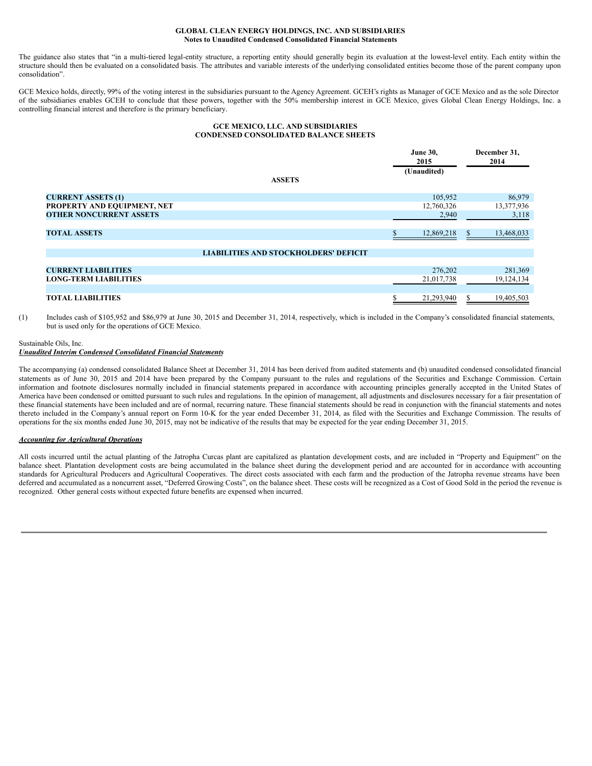**GLOBAL CLEAN ENERGY HOLDINGS, INC. AND SUBSIDIARIES**
**Notes to Unaudited Condensed Consolidated Financial Statements**

The guidance also states that "in a multi-tiered legal-entity structure, a reporting entity should generally begin its evaluation at the lowest-level entity. Each entity within the structure should then be evaluated on a consolidated basis. The attributes and variable interests of the underlying consolidated entities become those of the parent company upon consolidation".

GCE Mexico holds, directly, 99% of the voting interest in the subsidiaries pursuant to the Agency Agreement. GCEH's rights as Manager of GCE Mexico and as the sole Director of the subsidiaries enables GCEH to conclude that these powers, together with the 50% membership interest in GCE Mexico, gives Global Clean Energy Holdings, Inc. a controlling financial interest and therefore is the primary beneficiary.

**GCE MEXICO, LLC. AND SUBSIDIARIES**
**CONDENSED CONSOLIDATED BALANCE SHEETS**

| | June 30, 2015 (Unaudited) | December 31, 2014 |
|---|---|---|
| **ASSETS** | | |
| **CURRENT ASSETS (1)** | 105,952 | 86,979 |
| **PROPERTY AND EQUIPMENT, NET** | 12,760,326 | 13,377,936 |
| **OTHER NONCURRENT ASSETS** | 2,940 | 3,118 |
| **TOTAL ASSETS** | $ 12,869,218 | $ 13,468,033 |
| **LIABILITIES AND STOCKHOLDERS' DEFICIT** | | |
| **CURRENT LIABILITIES** | 276,202 | 281,369 |
| **LONG-TERM LIABILITIES** | 21,017,738 | 19,124,134 |
| **TOTAL LIABILITIES** | $ 21,293,940 | $ 19,405,503 |

(1) Includes cash of $105,952 and $86,979 at June 30, 2015 and December 31, 2014, respectively, which is included in the Company's consolidated financial statements, but is used only for the operations of GCE Mexico.

Sustainable Oils, Inc.
***Unaudited Interim Condensed Consolidated Financial Statements***

The accompanying (a) condensed consolidated Balance Sheet at December 31, 2014 has been derived from audited statements and (b) unaudited condensed consolidated financial statements as of June 30, 2015 and 2014 have been prepared by the Company pursuant to the rules and regulations of the Securities and Exchange Commission. Certain information and footnote disclosures normally included in financial statements prepared in accordance with accounting principles generally accepted in the United States of America have been condensed or omitted pursuant to such rules and regulations. In the opinion of management, all adjustments and disclosures necessary for a fair presentation of these financial statements have been included and are of normal, recurring nature. These financial statements should be read in conjunction with the financial statements and notes thereto included in the Company's annual report on Form 10-K for the year ended December 31, 2014, as filed with the Securities and Exchange Commission. The results of operations for the six months ended June 30, 2015, may not be indicative of the results that may be expected for the year ending December 31, 2015.

***Accounting for Agricultural Operations***

All costs incurred until the actual planting of the Jatropha Curcas plant are capitalized as plantation development costs, and are included in "Property and Equipment" on the balance sheet. Plantation development costs are being accumulated in the balance sheet during the development period and are accounted for in accordance with accounting standards for Agricultural Producers and Agricultural Cooperatives. The direct costs associated with each farm and the production of the Jatropha revenue streams have been deferred and accumulated as a noncurrent asset, "Deferred Growing Costs", on the balance sheet. These costs will be recognized as a Cost of Good Sold in the period the revenue is recognized. Other general costs without expected future benefits are expensed when incurred.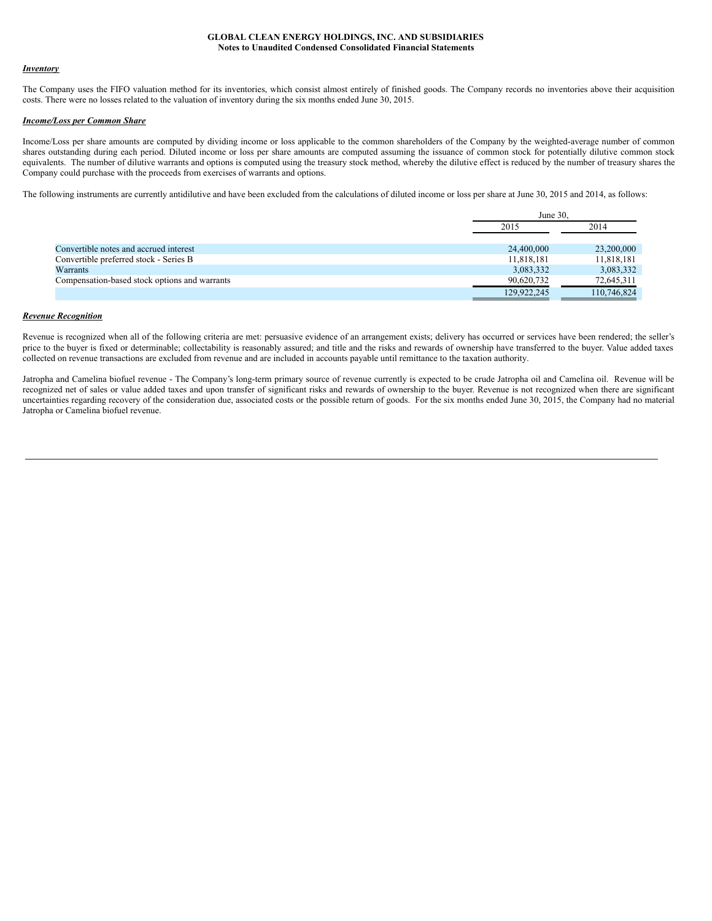# GLOBAL CLEAN ENERGY HOLDINGS, INC. AND SUBSIDIARIES
## Notes to Unaudited Condensed Consolidated Financial Statements

***Inventory***

The Company uses the FIFO valuation method for its inventories, which consist almost entirely of finished goods. The Company records no inventories above their acquisition costs. There were no losses related to the valuation of inventory during the six months ended June 30, 2015.

***Income/Loss per Common Share***

Income/Loss per share amounts are computed by dividing income or loss applicable to the common shareholders of the Company by the weighted-average number of common shares outstanding during each period. Diluted income or loss per share amounts are computed assuming the issuance of common stock for potentially dilutive common stock equivalents. The number of dilutive warrants and options is computed using the treasury stock method, whereby the dilutive effect is reduced by the number of treasury shares the Company could purchase with the proceeds from exercises of warrants and options.

The following instruments are currently antidilutive and have been excluded from the calculations of diluted income or loss per share at June 30, 2015 and 2014, as follows:

| | June 30, | |
|---|---|---|
| | 2015 | 2014 |
| Convertible notes and accrued interest | 24,400,000 | 23,200,000 |
| Convertible preferred stock - Series B | 11,818,181 | 11,818,181 |
| Warrants | 3,083,332 | 3,083,332 |
| Compensation-based stock options and warrants | 90,620,732 | 72,645,311 |
| | 129,922,245 | 110,746,824 |

***Revenue Recognition***

Revenue is recognized when all of the following criteria are met: persuasive evidence of an arrangement exists; delivery has occurred or services have been rendered; the seller's price to the buyer is fixed or determinable; collectability is reasonably assured; and title and the risks and rewards of ownership have transferred to the buyer. Value added taxes collected on revenue transactions are excluded from revenue and are included in accounts payable until remittance to the taxation authority.

Jatropha and Camelina biofuel revenue - The Company's long-term primary source of revenue currently is expected to be crude Jatropha oil and Camelina oil. Revenue will be recognized net of sales or value added taxes and upon transfer of significant risks and rewards of ownership to the buyer. Revenue is not recognized when there are significant uncertainties regarding recovery of the consideration due, associated costs or the possible return of goods. For the six months ended June 30, 2015, the Company had no material Jatropha or Camelina biofuel revenue.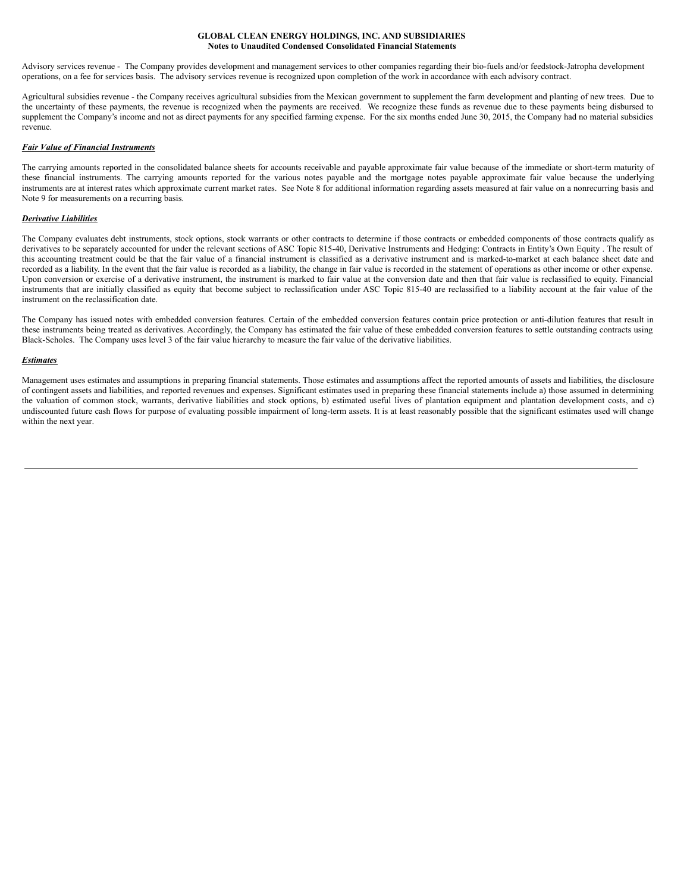Advisory services revenue - The Company provides development and management services to other companies regarding their bio-fuels and/or feedstock-Jatropha development operations, on a fee for services basis. The advisory services revenue is recognized upon completion of the work in accordance with each advisory contract.

Agricultural subsidies revenue - the Company receives agricultural subsidies from the Mexican government to supplement the farm development and planting of new trees. Due to the uncertainty of these payments, the revenue is recognized when the payments are received. We recognize these funds as revenue due to these payments being disbursed to supplement the Company's income and not as direct payments for any specified farming expense. For the six months ended June 30, 2015, the Company had no material subsidies revenue.

***Fair Value of Financial Instruments***

The carrying amounts reported in the consolidated balance sheets for accounts receivable and payable approximate fair value because of the immediate or short-term maturity of these financial instruments. The carrying amounts reported for the various notes payable and the mortgage notes payable approximate fair value because the underlying instruments are at interest rates which approximate current market rates. See Note 8 for additional information regarding assets measured at fair value on a nonrecurring basis and Note 9 for measurements on a recurring basis.

***Derivative Liabilities***

The Company evaluates debt instruments, stock options, stock warrants or other contracts to determine if those contracts or embedded components of those contracts qualify as derivatives to be separately accounted for under the relevant sections of ASC Topic 815-40, Derivative Instruments and Hedging: Contracts in Entity's Own Equity . The result of this accounting treatment could be that the fair value of a financial instrument is classified as a derivative instrument and is marked-to-market at each balance sheet date and recorded as a liability. In the event that the fair value is recorded as a liability, the change in fair value is recorded in the statement of operations as other income or other expense. Upon conversion or exercise of a derivative instrument, the instrument is marked to fair value at the conversion date and then that fair value is reclassified to equity. Financial instruments that are initially classified as equity that become subject to reclassification under ASC Topic 815-40 are reclassified to a liability account at the fair value of the instrument on the reclassification date.

The Company has issued notes with embedded conversion features. Certain of the embedded conversion features contain price protection or anti-dilution features that result in these instruments being treated as derivatives. Accordingly, the Company has estimated the fair value of these embedded conversion features to settle outstanding contracts using Black-Scholes. The Company uses level 3 of the fair value hierarchy to measure the fair value of the derivative liabilities.

***Estimates***

Management uses estimates and assumptions in preparing financial statements. Those estimates and assumptions affect the reported amounts of assets and liabilities, the disclosure of contingent assets and liabilities, and reported revenues and expenses. Significant estimates used in preparing these financial statements include a) those assumed in determining the valuation of common stock, warrants, derivative liabilities and stock options, b) estimated useful lives of plantation equipment and plantation development costs, and c) undiscounted future cash flows for purpose of evaluating possible impairment of long-term assets. It is at least reasonably possible that the significant estimates used will change within the next year.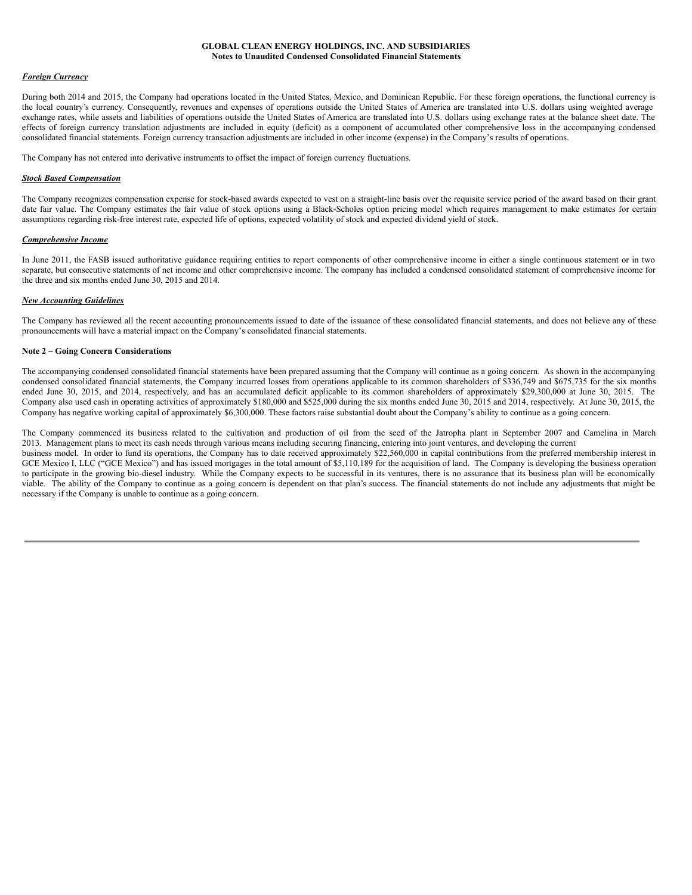**GLOBAL CLEAN ENERGY HOLDINGS, INC. AND SUBSIDIARIES**
**Notes to Unaudited Condensed Consolidated Financial Statements**

***Foreign Currency***

During both 2014 and 2015, the Company had operations located in the United States, Mexico, and Dominican Republic. For these foreign operations, the functional currency is the local country's currency. Consequently, revenues and expenses of operations outside the United States of America are translated into U.S. dollars using weighted average exchange rates, while assets and liabilities of operations outside the United States of America are translated into U.S. dollars using exchange rates at the balance sheet date. The effects of foreign currency translation adjustments are included in equity (deficit) as a component of accumulated other comprehensive loss in the accompanying condensed consolidated financial statements. Foreign currency transaction adjustments are included in other income (expense) in the Company's results of operations.

The Company has not entered into derivative instruments to offset the impact of foreign currency fluctuations.

***Stock Based Compensation***

The Company recognizes compensation expense for stock-based awards expected to vest on a straight-line basis over the requisite service period of the award based on their grant date fair value. The Company estimates the fair value of stock options using a Black-Scholes option pricing model which requires management to make estimates for certain assumptions regarding risk-free interest rate, expected life of options, expected volatility of stock and expected dividend yield of stock.

***Comprehensive Income***

In June 2011, the FASB issued authoritative guidance requiring entities to report components of other comprehensive income in either a single continuous statement or in two separate, but consecutive statements of net income and other comprehensive income. The company has included a condensed consolidated statement of comprehensive income for the three and six months ended June 30, 2015 and 2014.

***New Accounting Guidelines***

The Company has reviewed all the recent accounting pronouncements issued to date of the issuance of these consolidated financial statements, and does not believe any of these pronouncements will have a material impact on the Company's consolidated financial statements.

**Note 2 – Going Concern Considerations**

The accompanying condensed consolidated financial statements have been prepared assuming that the Company will continue as a going concern. As shown in the accompanying condensed consolidated financial statements, the Company incurred losses from operations applicable to its common shareholders of $336,749 and $675,735 for the six months ended June 30, 2015, and 2014, respectively, and has an accumulated deficit applicable to its common shareholders of approximately $29,300,000 at June 30, 2015. The Company also used cash in operating activities of approximately $180,000 and $525,000 during the six months ended June 30, 2015 and 2014, respectively. At June 30, 2015, the Company has negative working capital of approximately $6,300,000. These factors raise substantial doubt about the Company's ability to continue as a going concern.

The Company commenced its business related to the cultivation and production of oil from the seed of the Jatropha plant in September 2007 and Camelina in March 2013. Management plans to meet its cash needs through various means including securing financing, entering into joint ventures, and developing the current business model. In order to fund its operations, the Company has to date received approximately $22,560,000 in capital contributions from the preferred membership interest in GCE Mexico I, LLC ("GCE Mexico") and has issued mortgages in the total amount of $5,110,189 for the acquisition of land. The Company is developing the business operation to participate in the growing bio-diesel industry. While the Company expects to be successful in its ventures, there is no assurance that its business plan will be economically viable. The ability of the Company to continue as a going concern is dependent on that plan's success. The financial statements do not include any adjustments that might be necessary if the Company is unable to continue as a going concern.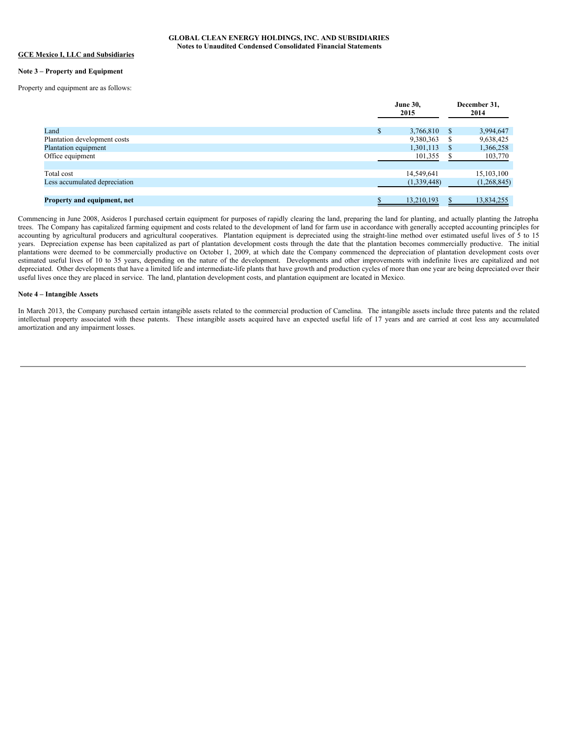**GLOBAL CLEAN ENERGY HOLDINGS, INC. AND SUBSIDIARIES**
**Notes to Unaudited Condensed Consolidated Financial Statements**

**GCE Mexico I, LLC and Subsidiaries**

**Note 3 – Property and Equipment**

Property and equipment are as follows:

| | June 30, 2015 | December 31, 2014 |
|---|---|---|
| Land | $ 3,766,810 | $ 3,994,647 |
| Plantation development costs | 9,380,363 | $ 9,638,425 |
| Plantation equipment | 1,301,113 | $ 1,366,258 |
| Office equipment | 101,355 | $ 103,770 |
| | | |
| Total cost | 14,549,641 | 15,103,100 |
| Less accumulated depreciation | (1,339,448) | (1,268,845) |
| | | |
| **Property and equipment, net** | $ 13,210,193 | $ 13,834,255 |

Commencing in June 2008, Asideros I purchased certain equipment for purposes of rapidly clearing the land, preparing the land for planting, and actually planting the Jatropha trees. The Company has capitalized farming equipment and costs related to the development of land for farm use in accordance with generally accepted accounting principles for accounting by agricultural producers and agricultural cooperatives. Plantation equipment is depreciated using the straight-line method over estimated useful lives of 5 to 15 years. Depreciation expense has been capitalized as part of plantation development costs through the date that the plantation becomes commercially productive. The initial plantations were deemed to be commercially productive on October 1, 2009, at which date the Company commenced the depreciation of plantation development costs over estimated useful lives of 10 to 35 years, depending on the nature of the development. Developments and other improvements with indefinite lives are capitalized and not depreciated. Other developments that have a limited life and intermediate-life plants that have growth and production cycles of more than one year are being depreciated over their useful lives once they are placed in service. The land, plantation development costs, and plantation equipment are located in Mexico.

**Note 4 – Intangible Assets**

In March 2013, the Company purchased certain intangible assets related to the commercial production of Camelina. The intangible assets include three patents and the related intellectual property associated with these patents. These intangible assets acquired have an expected useful life of 17 years and are carried at cost less any accumulated amortization and any impairment losses.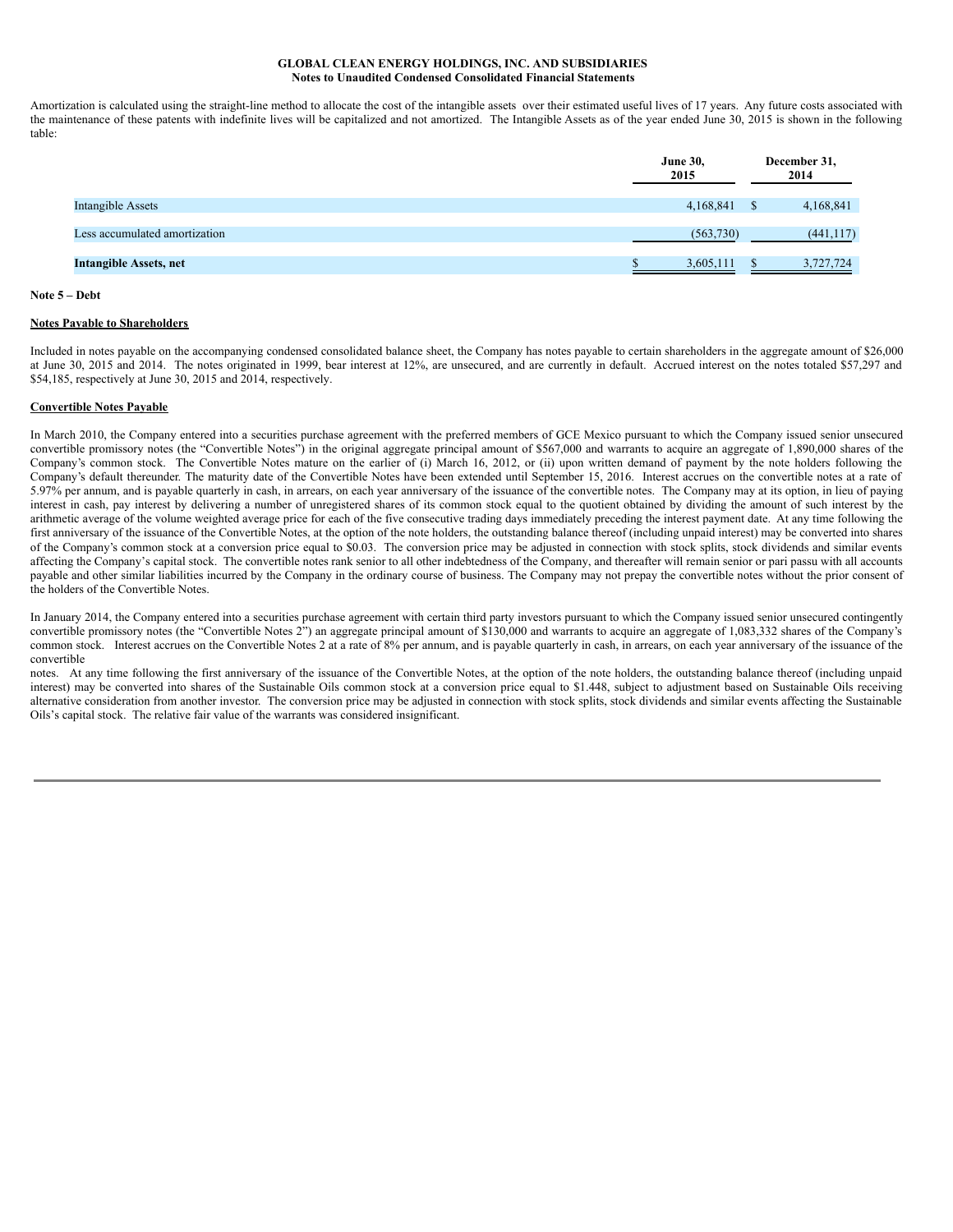Amortization is calculated using the straight-line method to allocate the cost of the intangible assets over their estimated useful lives of 17 years. Any future costs associated with the maintenance of these patents with indefinite lives will be capitalized and not amortized. The Intangible Assets as of the year ended June 30, 2015 is shown in the following table:

| | June 30, 2015 | December 31, 2014 |
|---|---|---|
| Intangible Assets | 4,168,841 | $ 4,168,841 |
| Less accumulated amortization | (563,730) | (441,117) |
| **Intangible Assets, net** | $ 3,605,111 | $ 3,727,724 |

**Note 5 – Debt**

**Notes Payable to Shareholders**

Included in notes payable on the accompanying condensed consolidated balance sheet, the Company has notes payable to certain shareholders in the aggregate amount of $26,000 at June 30, 2015 and 2014. The notes originated in 1999, bear interest at 12%, are unsecured, and are currently in default. Accrued interest on the notes totaled $57,297 and $54,185, respectively at June 30, 2015 and 2014, respectively.

**Convertible Notes Payable**

In March 2010, the Company entered into a securities purchase agreement with the preferred members of GCE Mexico pursuant to which the Company issued senior unsecured convertible promissory notes (the "Convertible Notes") in the original aggregate principal amount of $567,000 and warrants to acquire an aggregate of 1,890,000 shares of the Company's common stock. The Convertible Notes mature on the earlier of (i) March 16, 2012, or (ii) upon written demand of payment by the note holders following the Company's default thereunder. The maturity date of the Convertible Notes have been extended until September 15, 2016. Interest accrues on the convertible notes at a rate of 5.97% per annum, and is payable quarterly in cash, in arrears, on each year anniversary of the issuance of the convertible notes. The Company may at its option, in lieu of paying interest in cash, pay interest by delivering a number of unregistered shares of its common stock equal to the quotient obtained by dividing the amount of such interest by the arithmetic average of the volume weighted average price for each of the five consecutive trading days immediately preceding the interest payment date. At any time following the first anniversary of the issuance of the Convertible Notes, at the option of the note holders, the outstanding balance thereof (including unpaid interest) may be converted into shares of the Company's common stock at a conversion price equal to $0.03. The conversion price may be adjusted in connection with stock splits, stock dividends and similar events affecting the Company's capital stock. The convertible notes rank senior to all other indebtedness of the Company, and thereafter will remain senior or pari passu with all accounts payable and other similar liabilities incurred by the Company in the ordinary course of business. The Company may not prepay the convertible notes without the prior consent of the holders of the Convertible Notes.

In January 2014, the Company entered into a securities purchase agreement with certain third party investors pursuant to which the Company issued senior unsecured contingently convertible promissory notes (the "Convertible Notes 2") an aggregate principal amount of $130,000 and warrants to acquire an aggregate of 1,083,332 shares of the Company's common stock. Interest accrues on the Convertible Notes 2 at a rate of 8% per annum, and is payable quarterly in cash, in arrears, on each year anniversary of the issuance of the convertible notes. At any time following the first anniversary of the issuance of the Convertible Notes, at the option of the note holders, the outstanding balance thereof (including unpaid interest) may be converted into shares of the Sustainable Oils common stock at a conversion price equal to $1.448, subject to adjustment based on Sustainable Oils receiving alternative consideration from another investor. The conversion price may be adjusted in connection with stock splits, stock dividends and similar events affecting the Sustainable Oils's capital stock. The relative fair value of the warrants was considered insignificant.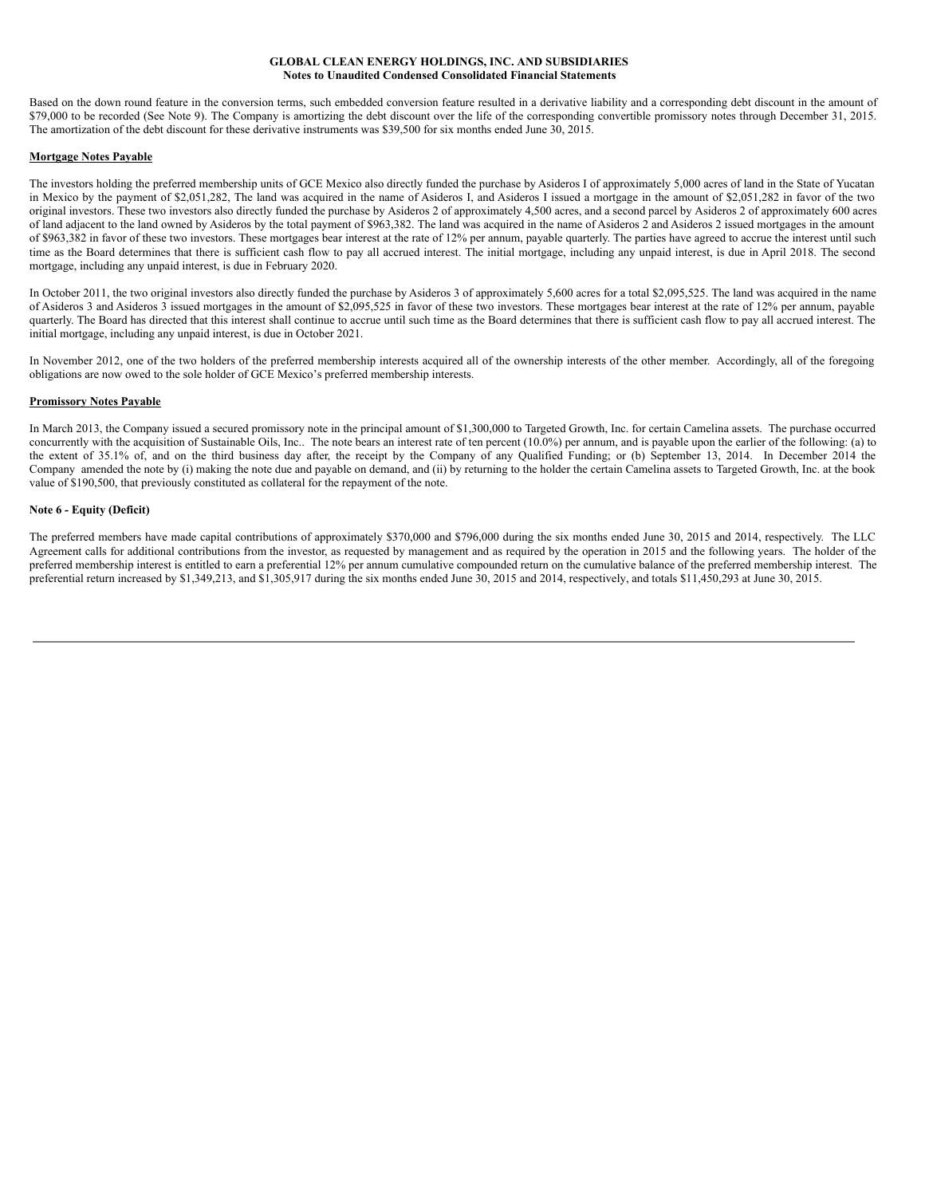Based on the down round feature in the conversion terms, such embedded conversion feature resulted in a derivative liability and a corresponding debt discount in the amount of \$79,000 to be recorded (See Note 9). The Company is amortizing the debt discount over the life of the corresponding convertible promissory notes through December 31, 2015. The amortization of the debt discount for these derivative instruments was \$39,500 for six months ended June 30, 2015.

**Mortgage Notes Payable**

The investors holding the preferred membership units of GCE Mexico also directly funded the purchase by Asideros I of approximately 5,000 acres of land in the State of Yucatan in Mexico by the payment of \$2,051,282, The land was acquired in the name of Asideros I, and Asideros I issued a mortgage in the amount of \$2,051,282 in favor of the two original investors. These two investors also directly funded the purchase by Asideros 2 of approximately 4,500 acres, and a second parcel by Asideros 2 of approximately 600 acres of land adjacent to the land owned by Asideros by the total payment of \$963,382. The land was acquired in the name of Asideros 2 and Asideros 2 issued mortgages in the amount of \$963,382 in favor of these two investors. These mortgages bear interest at the rate of 12% per annum, payable quarterly. The parties have agreed to accrue the interest until such time as the Board determines that there is sufficient cash flow to pay all accrued interest. The initial mortgage, including any unpaid interest, is due in April 2018. The second mortgage, including any unpaid interest, is due in February 2020.

In October 2011, the two original investors also directly funded the purchase by Asideros 3 of approximately 5,600 acres for a total \$2,095,525. The land was acquired in the name of Asideros 3 and Asideros 3 issued mortgages in the amount of \$2,095,525 in favor of these two investors. These mortgages bear interest at the rate of 12% per annum, payable quarterly. The Board has directed that this interest shall continue to accrue until such time as the Board determines that there is sufficient cash flow to pay all accrued interest. The initial mortgage, including any unpaid interest, is due in October 2021.

In November 2012, one of the two holders of the preferred membership interests acquired all of the ownership interests of the other member. Accordingly, all of the foregoing obligations are now owed to the sole holder of GCE Mexico's preferred membership interests.

**Promissory Notes Payable**

In March 2013, the Company issued a secured promissory note in the principal amount of \$1,300,000 to Targeted Growth, Inc. for certain Camelina assets. The purchase occurred concurrently with the acquisition of Sustainable Oils, Inc.. The note bears an interest rate of ten percent (10.0%) per annum, and is payable upon the earlier of the following: (a) to the extent of 35.1% of, and on the third business day after, the receipt by the Company of any Qualified Funding; or (b) September 13, 2014. In December 2014 the Company amended the note by (i) making the note due and payable on demand, and (ii) by returning to the holder the certain Camelina assets to Targeted Growth, Inc. at the book value of \$190,500, that previously constituted as collateral for the repayment of the note.

**Note 6 - Equity (Deficit)**

The preferred members have made capital contributions of approximately \$370,000 and \$796,000 during the six months ended June 30, 2015 and 2014, respectively. The LLC Agreement calls for additional contributions from the investor, as requested by management and as required by the operation in 2015 and the following years. The holder of the preferred membership interest is entitled to earn a preferential 12% per annum cumulative compounded return on the cumulative balance of the preferred membership interest. The preferential return increased by \$1,349,213, and \$1,305,917 during the six months ended June 30, 2015 and 2014, respectively, and totals \$11,450,293 at June 30, 2015.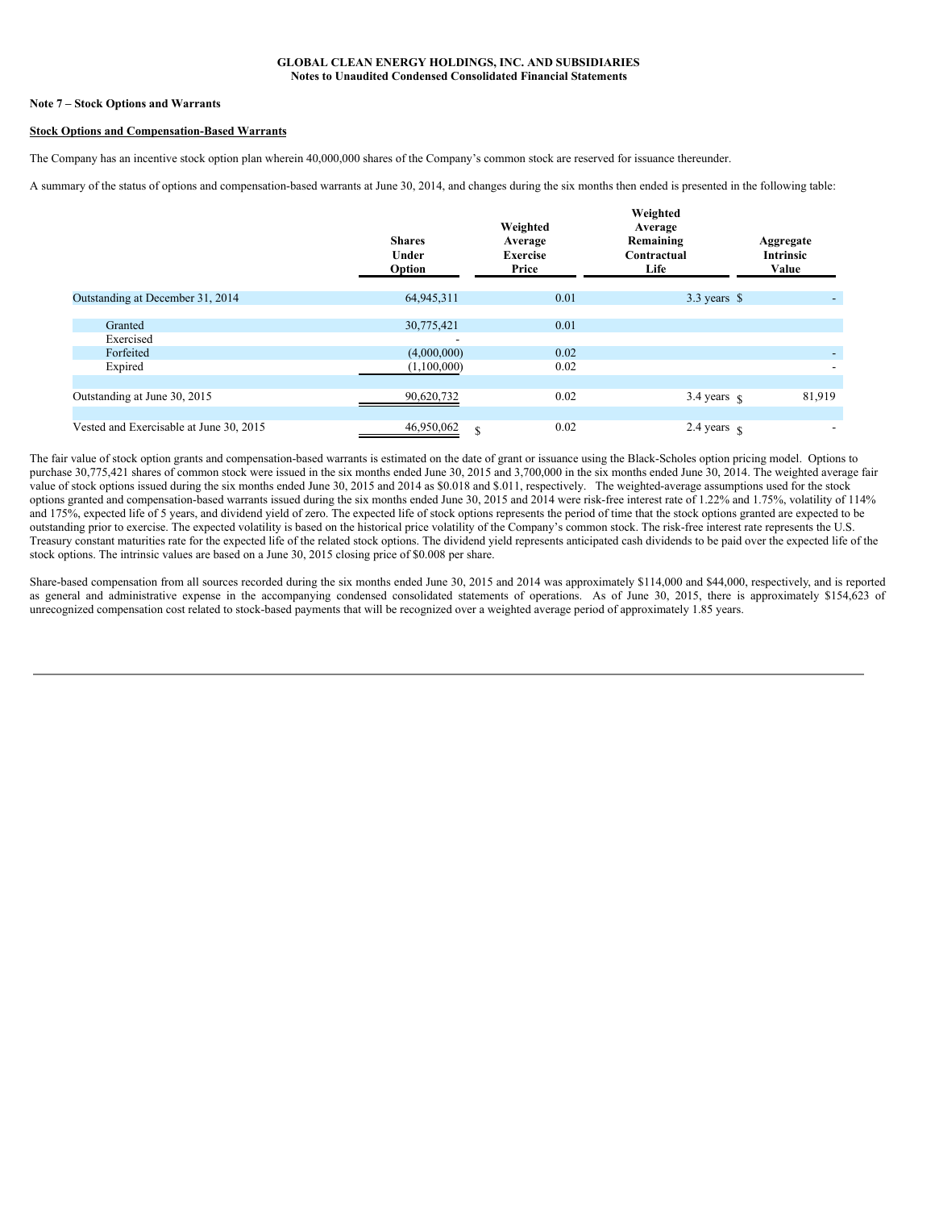GLOBAL CLEAN ENERGY HOLDINGS, INC. AND SUBSIDIARIES
Notes to Unaudited Condensed Consolidated Financial Statements

**Note 7 – Stock Options and Warrants**

**Stock Options and Compensation-Based Warrants**

The Company has an incentive stock option plan wherein 40,000,000 shares of the Company's common stock are reserved for issuance thereunder.

A summary of the status of options and compensation-based warrants at June 30, 2014, and changes during the six months then ended is presented in the following table:

| | Shares Under Option | Weighted Average Exercise Price | Weighted Average Remaining Contractual Life | Aggregate Intrinsic Value |
|---|---|---|---|---|
| Outstanding at December 31, 2014 | 64,945,311 | 0.01 | 3.3 years | $ - |
| Granted | 30,775,421 | 0.01 | | |
| Exercised | - | | | |
| Forfeited | (4,000,000) | 0.02 | | - |
| Expired | (1,100,000) | 0.02 | | - |
| Outstanding at June 30, 2015 | 90,620,732 | 0.02 | 3.4 years | $ 81,919 |
| Vested and Exercisable at June 30, 2015 | 46,950,062 | $ 0.02 | 2.4 years | $ - |

The fair value of stock option grants and compensation-based warrants is estimated on the date of grant or issuance using the Black-Scholes option pricing model. Options to purchase 30,775,421 shares of common stock were issued in the six months ended June 30, 2015 and 3,700,000 in the six months ended June 30, 2014. The weighted average fair value of stock options issued during the six months ended June 30, 2015 and 2014 as $0.018 and $.011, respectively. The weighted-average assumptions used for the stock options granted and compensation-based warrants issued during the six months ended June 30, 2015 and 2014 were risk-free interest rate of 1.22% and 1.75%, volatility of 114% and 175%, expected life of 5 years, and dividend yield of zero. The expected life of stock options represents the period of time that the stock options granted are expected to be outstanding prior to exercise. The expected volatility is based on the historical price volatility of the Company's common stock. The risk-free interest rate represents the U.S. Treasury constant maturities rate for the expected life of the related stock options. The dividend yield represents anticipated cash dividends to be paid over the expected life of the stock options. The intrinsic values are based on a June 30, 2015 closing price of $0.008 per share.

Share-based compensation from all sources recorded during the six months ended June 30, 2015 and 2014 was approximately $114,000 and $44,000, respectively, and is reported as general and administrative expense in the accompanying condensed consolidated statements of operations. As of June 30, 2015, there is approximately $154,623 of unrecognized compensation cost related to stock-based payments that will be recognized over a weighted average period of approximately 1.85 years.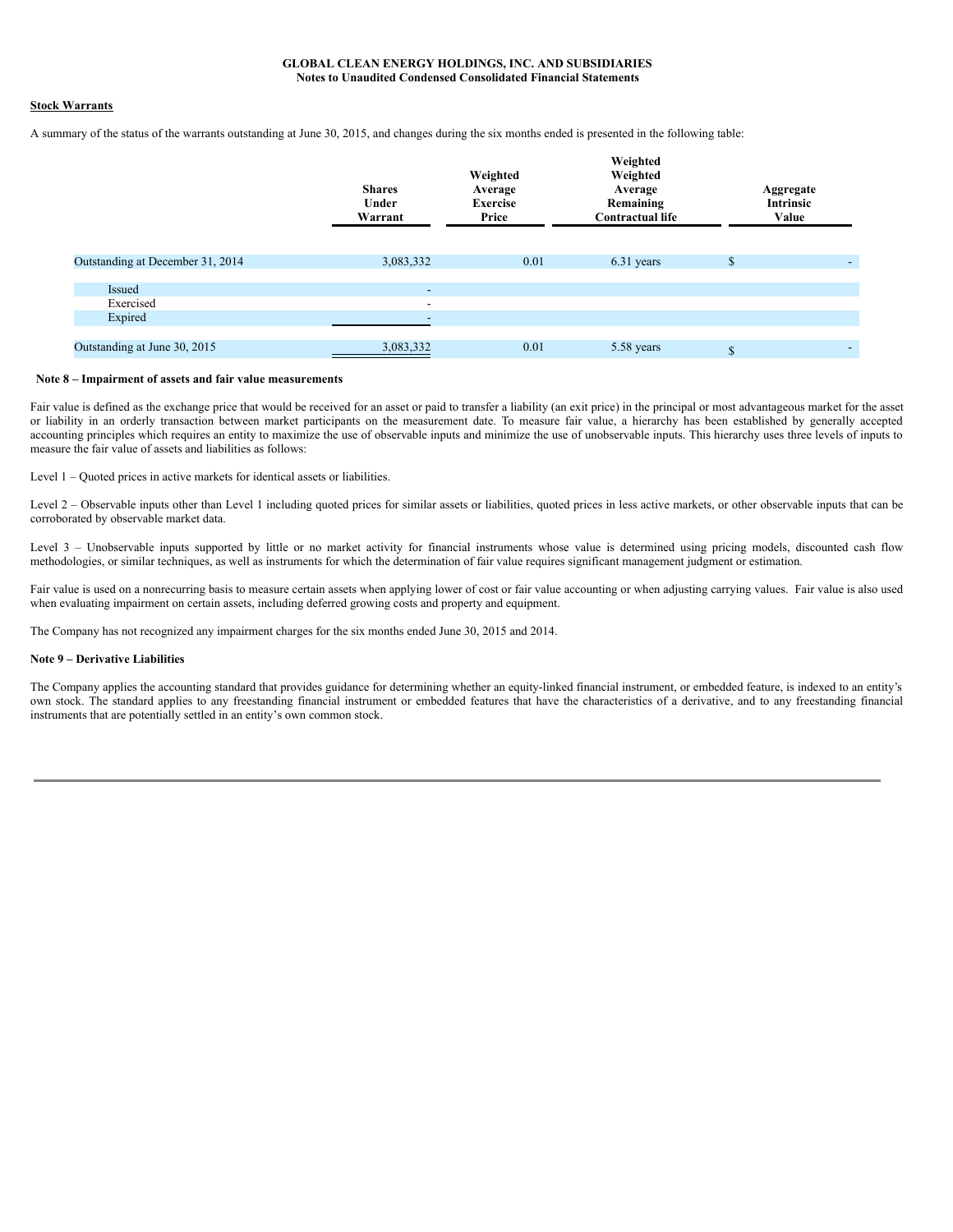**GLOBAL CLEAN ENERGY HOLDINGS, INC. AND SUBSIDIARIES**
**Notes to Unaudited Condensed Consolidated Financial Statements**

**Stock Warrants**

A summary of the status of the warrants outstanding at June 30, 2015, and changes during the six months ended is presented in the following table:

| | Shares Under Warrant | Weighted Average Exercise Price | Weighted Weighted Average Remaining Contractual life | Aggregate Intrinsic Value |
|---|---|---|---|---|
| Outstanding at December 31, 2014 | 3,083,332 | 0.01 | 6.31 years | $ - |
| Issued | - | | | |
| Exercised | - | | | |
| Expired | - | | | |
| Outstanding at June 30, 2015 | 3,083,332 | 0.01 | 5.58 years | $ - |

**Note 8 – Impairment of assets and fair value measurements**

Fair value is defined as the exchange price that would be received for an asset or paid to transfer a liability (an exit price) in the principal or most advantageous market for the asset or liability in an orderly transaction between market participants on the measurement date. To measure fair value, a hierarchy has been established by generally accepted accounting principles which requires an entity to maximize the use of observable inputs and minimize the use of unobservable inputs. This hierarchy uses three levels of inputs to measure the fair value of assets and liabilities as follows:

Level 1 – Quoted prices in active markets for identical assets or liabilities.

Level 2 – Observable inputs other than Level 1 including quoted prices for similar assets or liabilities, quoted prices in less active markets, or other observable inputs that can be corroborated by observable market data.

Level 3 – Unobservable inputs supported by little or no market activity for financial instruments whose value is determined using pricing models, discounted cash flow methodologies, or similar techniques, as well as instruments for which the determination of fair value requires significant management judgment or estimation.

Fair value is used on a nonrecurring basis to measure certain assets when applying lower of cost or fair value accounting or when adjusting carrying values. Fair value is also used when evaluating impairment on certain assets, including deferred growing costs and property and equipment.

The Company has not recognized any impairment charges for the six months ended June 30, 2015 and 2014.

**Note 9 – Derivative Liabilities**

The Company applies the accounting standard that provides guidance for determining whether an equity-linked financial instrument, or embedded feature, is indexed to an entity's own stock. The standard applies to any freestanding financial instrument or embedded features that have the characteristics of a derivative, and to any freestanding financial instruments that are potentially settled in an entity's own common stock.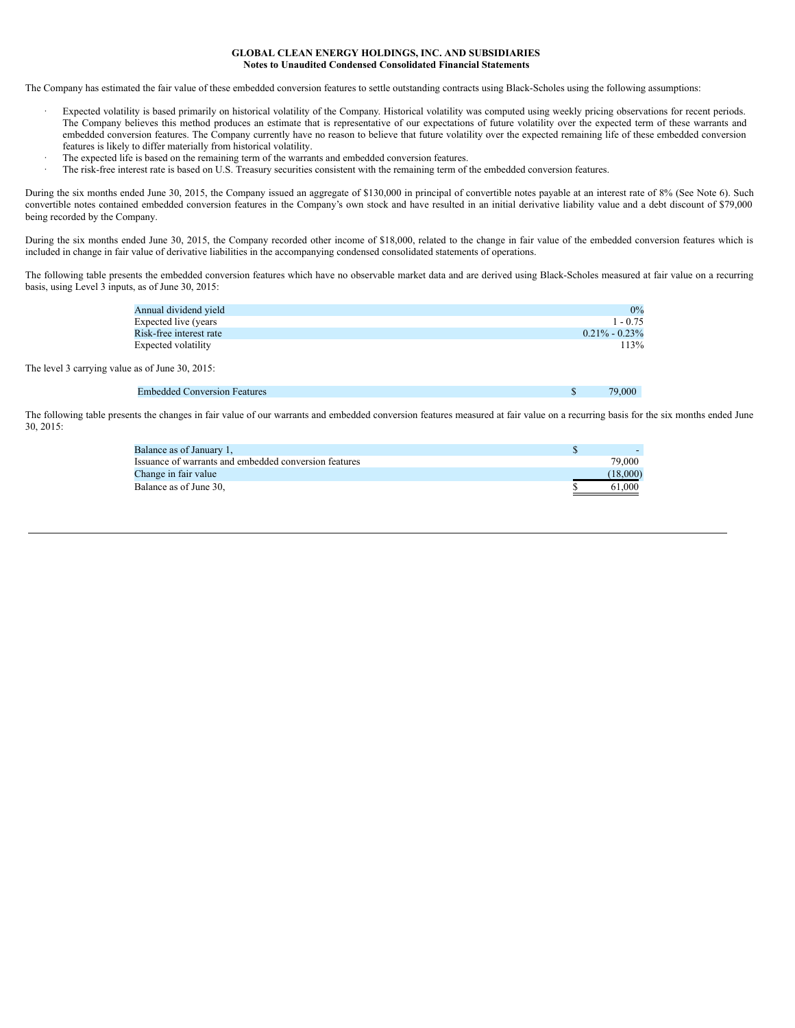**GLOBAL CLEAN ENERGY HOLDINGS, INC. AND SUBSIDIARIES**
**Notes to Unaudited Condensed Consolidated Financial Statements**

The Company has estimated the fair value of these embedded conversion features to settle outstanding contracts using Black-Scholes using the following assumptions:

- Expected volatility is based primarily on historical volatility of the Company. Historical volatility was computed using weekly pricing observations for recent periods. The Company believes this method produces an estimate that is representative of our expectations of future volatility over the expected term of these warrants and embedded conversion features. The Company currently have no reason to believe that future volatility over the expected remaining life of these embedded conversion features is likely to differ materially from historical volatility.
- The expected life is based on the remaining term of the warrants and embedded conversion features.
- The risk-free interest rate is based on U.S. Treasury securities consistent with the remaining term of the embedded conversion features.

During the six months ended June 30, 2015, the Company issued an aggregate of $130,000 in principal of convertible notes payable at an interest rate of 8% (See Note 6). Such convertible notes contained embedded conversion features in the Company's own stock and have resulted in an initial derivative liability value and a debt discount of $79,000 being recorded by the Company.

During the six months ended June 30, 2015, the Company recorded other income of $18,000, related to the change in fair value of the embedded conversion features which is included in change in fair value of derivative liabilities in the accompanying condensed consolidated statements of operations.

The following table presents the embedded conversion features which have no observable market data and are derived using Black-Scholes measured at fair value on a recurring basis, using Level 3 inputs, as of June 30, 2015:

| | |
|---|---|
| Annual dividend yield | 0% |
| Expected live (years | 1 - 0.75 |
| Risk-free interest rate | 0.21% - 0.23% |
| Expected volatility | 113% |

The level 3 carrying value as of June 30, 2015:

| | | |
|---|---|---|
| Embedded Conversion Features | $ | 79,000 |

The following table presents the changes in fair value of our warrants and embedded conversion features measured at fair value on a recurring basis for the six months ended June 30, 2015:

| | | |
|---|---|---|
| Balance as of January 1, | $ | - |
| Issuance of warrants and embedded conversion features | | 79,000 |
| Change in fair value | | (18,000) |
| Balance as of June 30, | $ | 61,000 |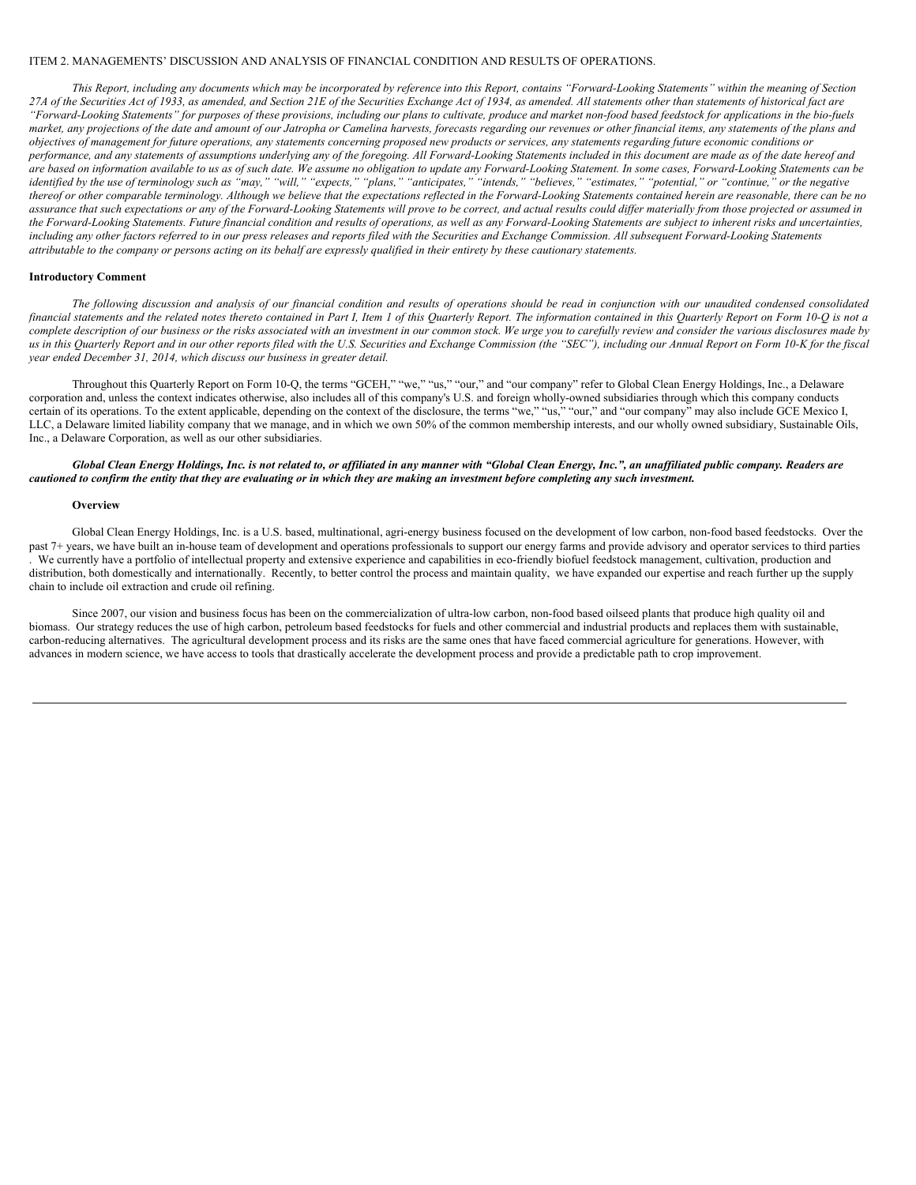ITEM 2. MANAGEMENTS' DISCUSSION AND ANALYSIS OF FINANCIAL CONDITION AND RESULTS OF OPERATIONS.

*This Report, including any documents which may be incorporated by reference into this Report, contains "Forward-Looking Statements" within the meaning of Section 27A of the Securities Act of 1933, as amended, and Section 21E of the Securities Exchange Act of 1934, as amended. All statements other than statements of historical fact are "Forward-Looking Statements" for purposes of these provisions, including our plans to cultivate, produce and market non-food based feedstock for applications in the bio-fuels market, any projections of the date and amount of our Jatropha or Camelina harvests, forecasts regarding our revenues or other financial items, any statements of the plans and objectives of management for future operations, any statements concerning proposed new products or services, any statements regarding future economic conditions or performance, and any statements of assumptions underlying any of the foregoing. All Forward-Looking Statements included in this document are made as of the date hereof and are based on information available to us as of such date. We assume no obligation to update any Forward-Looking Statement. In some cases, Forward-Looking Statements can be identified by the use of terminology such as "may," "will," "expects," "plans," "anticipates," "intends," "believes," "estimates," "potential," or "continue," or the negative thereof or other comparable terminology. Although we believe that the expectations reflected in the Forward-Looking Statements contained herein are reasonable, there can be no assurance that such expectations or any of the Forward-Looking Statements will prove to be correct, and actual results could differ materially from those projected or assumed in the Forward-Looking Statements. Future financial condition and results of operations, as well as any Forward-Looking Statements are subject to inherent risks and uncertainties, including any other factors referred to in our press releases and reports filed with the Securities and Exchange Commission. All subsequent Forward-Looking Statements attributable to the company or persons acting on its behalf are expressly qualified in their entirety by these cautionary statements.*

**Introductory Comment**

*The following discussion and analysis of our financial condition and results of operations should be read in conjunction with our unaudited condensed consolidated financial statements and the related notes thereto contained in Part I, Item 1 of this Quarterly Report. The information contained in this Quarterly Report on Form 10-Q is not a complete description of our business or the risks associated with an investment in our common stock. We urge you to carefully review and consider the various disclosures made by us in this Quarterly Report and in our other reports filed with the U.S. Securities and Exchange Commission (the "SEC"), including our Annual Report on Form 10-K for the fiscal year ended December 31, 2014, which discuss our business in greater detail.*

Throughout this Quarterly Report on Form 10-Q, the terms "GCEH," "we," "us," "our," and "our company" refer to Global Clean Energy Holdings, Inc., a Delaware corporation and, unless the context indicates otherwise, also includes all of this company's U.S. and foreign wholly-owned subsidiaries through which this company conducts certain of its operations. To the extent applicable, depending on the context of the disclosure, the terms "we," "us," "our," and "our company" may also include GCE Mexico I, LLC, a Delaware limited liability company that we manage, and in which we own 50% of the common membership interests, and our wholly owned subsidiary, Sustainable Oils, Inc., a Delaware Corporation, as well as our other subsidiaries.

***Global Clean Energy Holdings, Inc. is not related to, or affiliated in any manner with "Global Clean Energy, Inc.", an unaffiliated public company. Readers are cautioned to confirm the entity that they are evaluating or in which they are making an investment before completing any such investment.***

**Overview**

Global Clean Energy Holdings, Inc. is a U.S. based, multinational, agri-energy business focused on the development of low carbon, non-food based feedstocks. Over the past 7+ years, we have built an in-house team of development and operations professionals to support our energy farms and provide advisory and operator services to third parties . We currently have a portfolio of intellectual property and extensive experience and capabilities in eco-friendly biofuel feedstock management, cultivation, production and distribution, both domestically and internationally. Recently, to better control the process and maintain quality, we have expanded our expertise and reach further up the supply chain to include oil extraction and crude oil refining.

Since 2007, our vision and business focus has been on the commercialization of ultra-low carbon, non-food based oilseed plants that produce high quality oil and biomass. Our strategy reduces the use of high carbon, petroleum based feedstocks for fuels and other commercial and industrial products and replaces them with sustainable, carbon-reducing alternatives. The agricultural development process and its risks are the same ones that have faced commercial agriculture for generations. However, with advances in modern science, we have access to tools that drastically accelerate the development process and provide a predictable path to crop improvement.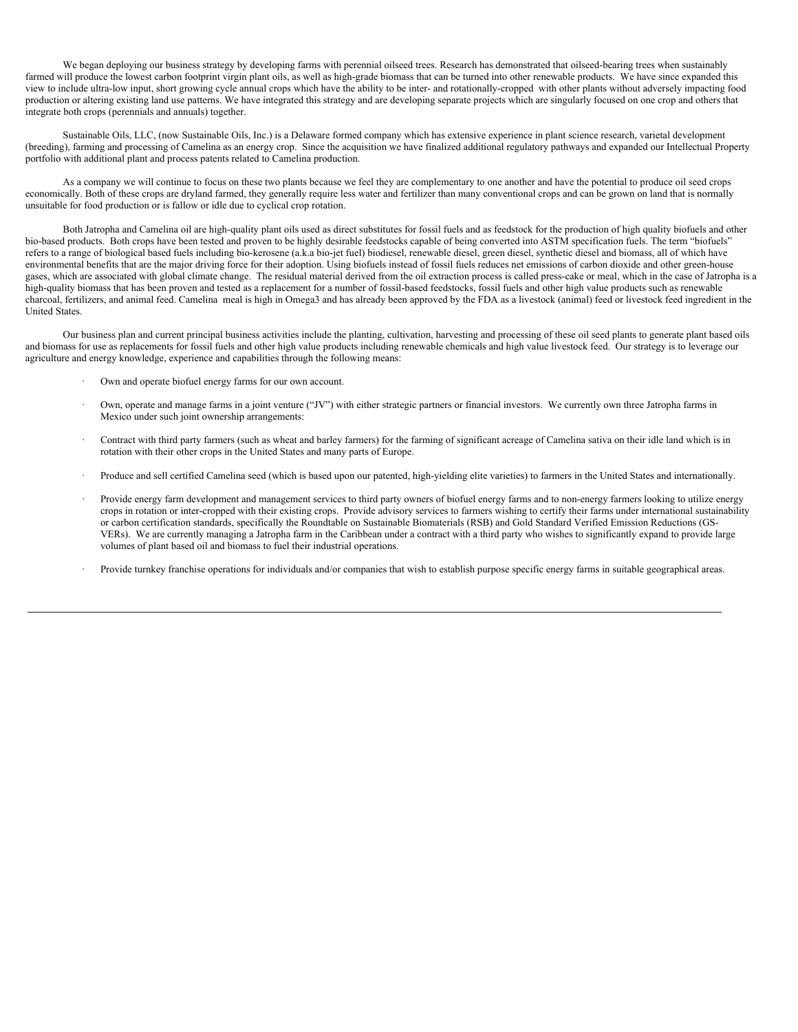We began deploying our business strategy by developing farms with perennial oilseed trees. Research has demonstrated that oilseed-bearing trees when sustainably farmed will produce the lowest carbon footprint virgin plant oils, as well as high-grade biomass that can be turned into other renewable products. We have since expanded this view to include ultra-low input, short growing cycle annual crops which have the ability to be inter- and rotationally-cropped with other plants without adversely impacting food production or altering existing land use patterns. We have integrated this strategy and are developing separate projects which are singularly focused on one crop and others that integrate both crops (perennials and annuals) together.

Sustainable Oils, LLC, (now Sustainable Oils, Inc.) is a Delaware formed company which has extensive experience in plant science research, varietal development (breeding), farming and processing of Camelina as an energy crop. Since the acquisition we have finalized additional regulatory pathways and expanded our Intellectual Property portfolio with additional plant and process patents related to Camelina production.

As a company we will continue to focus on these two plants because we feel they are complementary to one another and have the potential to produce oil seed crops economically. Both of these crops are dryland farmed, they generally require less water and fertilizer than many conventional crops and can be grown on land that is normally unsuitable for food production or is fallow or idle due to cyclical crop rotation.

Both Jatropha and Camelina oil are high-quality plant oils used as direct substitutes for fossil fuels and as feedstock for the production of high quality biofuels and other bio-based products. Both crops have been tested and proven to be highly desirable feedstocks capable of being converted into ASTM specification fuels. The term "biofuels" refers to a range of biological based fuels including bio-kerosene (a.k.a bio-jet fuel) biodiesel, renewable diesel, green diesel, synthetic diesel and biomass, all of which have environmental benefits that are the major driving force for their adoption. Using biofuels instead of fossil fuels reduces net emissions of carbon dioxide and other green-house gases, which are associated with global climate change. The residual material derived from the oil extraction process is called press-cake or meal, which in the case of Jatropha is a high-quality biomass that has been proven and tested as a replacement for a number of fossil-based feedstocks, fossil fuels and other high value products such as renewable charcoal, fertilizers, and animal feed. Camelina meal is high in Omega3 and has already been approved by the FDA as a livestock (animal) feed or livestock feed ingredient in the United States.

Our business plan and current principal business activities include the planting, cultivation, harvesting and processing of these oil seed plants to generate plant based oils and biomass for use as replacements for fossil fuels and other high value products including renewable chemicals and high value livestock feed. Our strategy is to leverage our agriculture and energy knowledge, experience and capabilities through the following means:

- Own and operate biofuel energy farms for our own account.
- Own, operate and manage farms in a joint venture ("JV") with either strategic partners or financial investors. We currently own three Jatropha farms in Mexico under such joint ownership arrangements:
- Contract with third party farmers (such as wheat and barley farmers) for the farming of significant acreage of Camelina sativa on their idle land which is in rotation with their other crops in the United States and many parts of Europe.
- Produce and sell certified Camelina seed (which is based upon our patented, high-yielding elite varieties) to farmers in the United States and internationally.
- Provide energy farm development and management services to third party owners of biofuel energy farms and to non-energy farmers looking to utilize energy crops in rotation or inter-cropped with their existing crops. Provide advisory services to farmers wishing to certify their farms under international sustainability or carbon certification standards, specifically the Roundtable on Sustainable Biomaterials (RSB) and Gold Standard Verified Emission Reductions (GS-VERs). We are currently managing a Jatropha farm in the Caribbean under a contract with a third party who wishes to significantly expand to provide large volumes of plant based oil and biomass to fuel their industrial operations.
- Provide turnkey franchise operations for individuals and/or companies that wish to establish purpose specific energy farms in suitable geographical areas.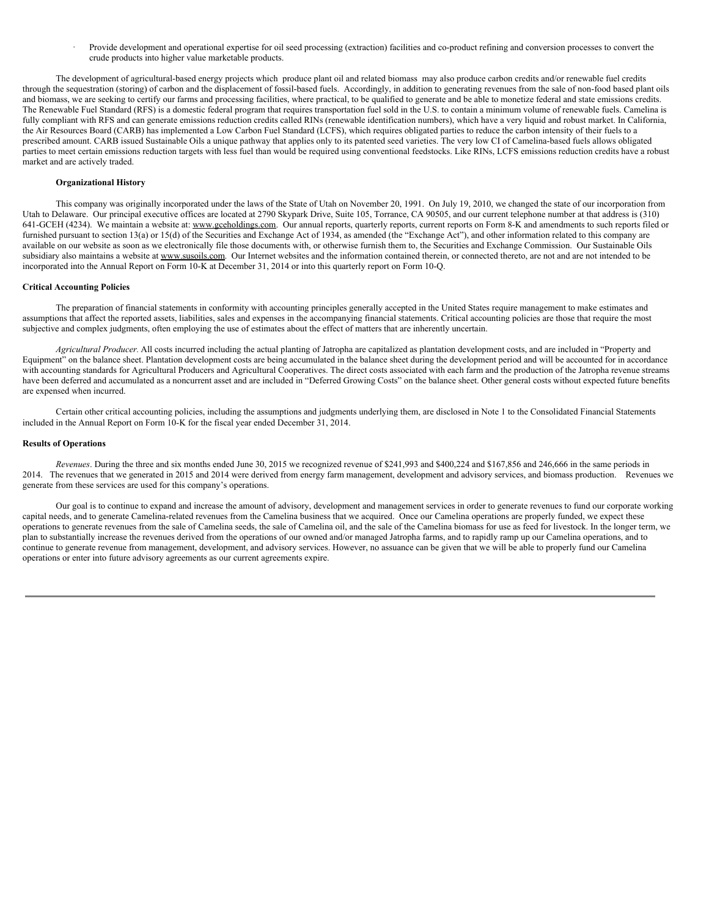- Provide development and operational expertise for oil seed processing (extraction) facilities and co-product refining and conversion processes to convert the crude products into higher value marketable products.

The development of agricultural-based energy projects which produce plant oil and related biomass may also produce carbon credits and/or renewable fuel credits through the sequestration (storing) of carbon and the displacement of fossil-based fuels. Accordingly, in addition to generating revenues from the sale of non-food based plant oils and biomass, we are seeking to certify our farms and processing facilities, where practical, to be qualified to generate and be able to monetize federal and state emissions credits. The Renewable Fuel Standard (RFS) is a domestic federal program that requires transportation fuel sold in the U.S. to contain a minimum volume of renewable fuels. Camelina is fully compliant with RFS and can generate emissions reduction credits called RINs (renewable identification numbers), which have a very liquid and robust market. In California, the Air Resources Board (CARB) has implemented a Low Carbon Fuel Standard (LCFS), which requires obligated parties to reduce the carbon intensity of their fuels to a prescribed amount. CARB issued Sustainable Oils a unique pathway that applies only to its patented seed varieties. The very low CI of Camelina-based fuels allows obligated parties to meet certain emissions reduction targets with less fuel than would be required using conventional feedstocks. Like RINs, LCFS emissions reduction credits have a robust market and are actively traded.

**Organizational History**

This company was originally incorporated under the laws of the State of Utah on November 20, 1991. On July 19, 2010, we changed the state of our incorporation from Utah to Delaware. Our principal executive offices are located at 2790 Skypark Drive, Suite 105, Torrance, CA 90505, and our current telephone number at that address is (310) 641-GCEH (4234). We maintain a website at: www.gceholdings.com. Our annual reports, quarterly reports, current reports on Form 8-K and amendments to such reports filed or furnished pursuant to section 13(a) or 15(d) of the Securities and Exchange Act of 1934, as amended (the "Exchange Act"), and other information related to this company are available on our website as soon as we electronically file those documents with, or otherwise furnish them to, the Securities and Exchange Commission. Our Sustainable Oils subsidiary also maintains a website at www.susoils.com. Our Internet websites and the information contained therein, or connected thereto, are not and are not intended to be incorporated into the Annual Report on Form 10-K at December 31, 2014 or into this quarterly report on Form 10-Q.

**Critical Accounting Policies**

The preparation of financial statements in conformity with accounting principles generally accepted in the United States require management to make estimates and assumptions that affect the reported assets, liabilities, sales and expenses in the accompanying financial statements. Critical accounting policies are those that require the most subjective and complex judgments, often employing the use of estimates about the effect of matters that are inherently uncertain.

*Agricultural Producer*. All costs incurred including the actual planting of Jatropha are capitalized as plantation development costs, and are included in "Property and Equipment" on the balance sheet. Plantation development costs are being accumulated in the balance sheet during the development period and will be accounted for in accordance with accounting standards for Agricultural Producers and Agricultural Cooperatives. The direct costs associated with each farm and the production of the Jatropha revenue streams have been deferred and accumulated as a noncurrent asset and are included in "Deferred Growing Costs" on the balance sheet. Other general costs without expected future benefits are expensed when incurred.

Certain other critical accounting policies, including the assumptions and judgments underlying them, are disclosed in Note 1 to the Consolidated Financial Statements included in the Annual Report on Form 10-K for the fiscal year ended December 31, 2014.

**Results of Operations**

*Revenues*. During the three and six months ended June 30, 2015 we recognized revenue of $241,993 and $400,224 and $167,856 and 246,666 in the same periods in 2014. The revenues that we generated in 2015 and 2014 were derived from energy farm management, development and advisory services, and biomass production. Revenues we generate from these services are used for this company's operations.

Our goal is to continue to expand and increase the amount of advisory, development and management services in order to generate revenues to fund our corporate working capital needs, and to generate Camelina-related revenues from the Camelina business that we acquired. Once our Camelina operations are properly funded, we expect these operations to generate revenues from the sale of Camelina seeds, the sale of Camelina oil, and the sale of the Camelina biomass for use as feed for livestock. In the longer term, we plan to substantially increase the revenues derived from the operations of our owned and/or managed Jatropha farms, and to rapidly ramp up our Camelina operations, and to continue to generate revenue from management, development, and advisory services. However, no assuance can be given that we will be able to properly fund our Camelina operations or enter into future advisory agreements as our current agreements expire.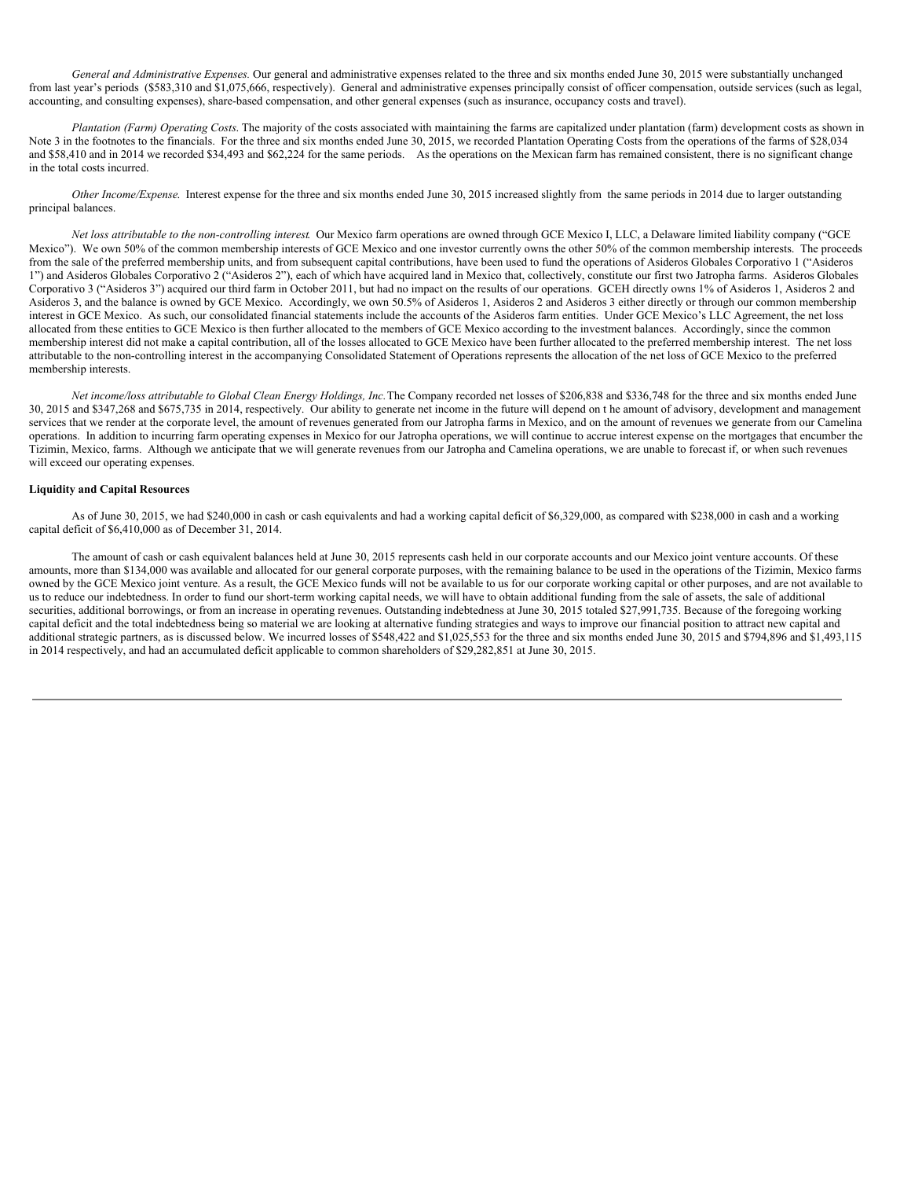*General and Administrative Expenses.* Our general and administrative expenses related to the three and six months ended June 30, 2015 were substantially unchanged from last year's periods ($583,310 and $1,075,666, respectively). General and administrative expenses principally consist of officer compensation, outside services (such as legal, accounting, and consulting expenses), share-based compensation, and other general expenses (such as insurance, occupancy costs and travel).

*Plantation (Farm) Operating Costs.* The majority of the costs associated with maintaining the farms are capitalized under plantation (farm) development costs as shown in Note 3 in the footnotes to the financials. For the three and six months ended June 30, 2015, we recorded Plantation Operating Costs from the operations of the farms of $28,034 and $58,410 and in 2014 we recorded $34,493 and $62,224 for the same periods. As the operations on the Mexican farm has remained consistent, there is no significant change in the total costs incurred.

*Other Income/Expense.* Interest expense for the three and six months ended June 30, 2015 increased slightly from the same periods in 2014 due to larger outstanding principal balances.

*Net loss attributable to the non-controlling interest.* Our Mexico farm operations are owned through GCE Mexico I, LLC, a Delaware limited liability company ("GCE Mexico"). We own 50% of the common membership interests of GCE Mexico and one investor currently owns the other 50% of the common membership interests. The proceeds from the sale of the preferred membership units, and from subsequent capital contributions, have been used to fund the operations of Asideros Globales Corporativo 1 ("Asideros 1") and Asideros Globales Corporativo 2 ("Asideros 2"), each of which have acquired land in Mexico that, collectively, constitute our first two Jatropha farms. Asideros Globales Corporativo 3 ("Asideros 3") acquired our third farm in October 2011, but had no impact on the results of our operations. GCEH directly owns 1% of Asideros 1, Asideros 2 and Asideros 3, and the balance is owned by GCE Mexico. Accordingly, we own 50.5% of Asideros 1, Asideros 2 and Asideros 3 either directly or through our common membership interest in GCE Mexico. As such, our consolidated financial statements include the accounts of the Asideros farm entities. Under GCE Mexico's LLC Agreement, the net loss allocated from these entities to GCE Mexico is then further allocated to the members of GCE Mexico according to the investment balances. Accordingly, since the common membership interest did not make a capital contribution, all of the losses allocated to GCE Mexico have been further allocated to the preferred membership interest. The net loss attributable to the non-controlling interest in the accompanying Consolidated Statement of Operations represents the allocation of the net loss of GCE Mexico to the preferred membership interests.

*Net income/loss attributable to Global Clean Energy Holdings, Inc.* The Company recorded net losses of $206,838 and $336,748 for the three and six months ended June 30, 2015 and $347,268 and $675,735 in 2014, respectively. Our ability to generate net income in the future will depend on t he amount of advisory, development and management services that we render at the corporate level, the amount of revenues generated from our Jatropha farms in Mexico, and on the amount of revenues we generate from our Camelina operations. In addition to incurring farm operating expenses in Mexico for our Jatropha operations, we will continue to accrue interest expense on the mortgages that encumber the Tizimin, Mexico, farms. Although we anticipate that we will generate revenues from our Jatropha and Camelina operations, we are unable to forecast if, or when such revenues will exceed our operating expenses.

**Liquidity and Capital Resources**

As of June 30, 2015, we had $240,000 in cash or cash equivalents and had a working capital deficit of $6,329,000, as compared with $238,000 in cash and a working capital deficit of $6,410,000 as of December 31, 2014.

The amount of cash or cash equivalent balances held at June 30, 2015 represents cash held in our corporate accounts and our Mexico joint venture accounts. Of these amounts, more than $134,000 was available and allocated for our general corporate purposes, with the remaining balance to be used in the operations of the Tizimin, Mexico farms owned by the GCE Mexico joint venture. As a result, the GCE Mexico funds will not be available to us for our corporate working capital or other purposes, and are not available to us to reduce our indebtedness. In order to fund our short-term working capital needs, we will have to obtain additional funding from the sale of assets, the sale of additional securities, additional borrowings, or from an increase in operating revenues. Outstanding indebtedness at June 30, 2015 totaled $27,991,735. Because of the foregoing working capital deficit and the total indebtedness being so material we are looking at alternative funding strategies and ways to improve our financial position to attract new capital and additional strategic partners, as is discussed below. We incurred losses of $548,422 and $1,025,553 for the three and six months ended June 30, 2015 and $794,896 and $1,493,115 in 2014 respectively, and had an accumulated deficit applicable to common shareholders of $29,282,851 at June 30, 2015.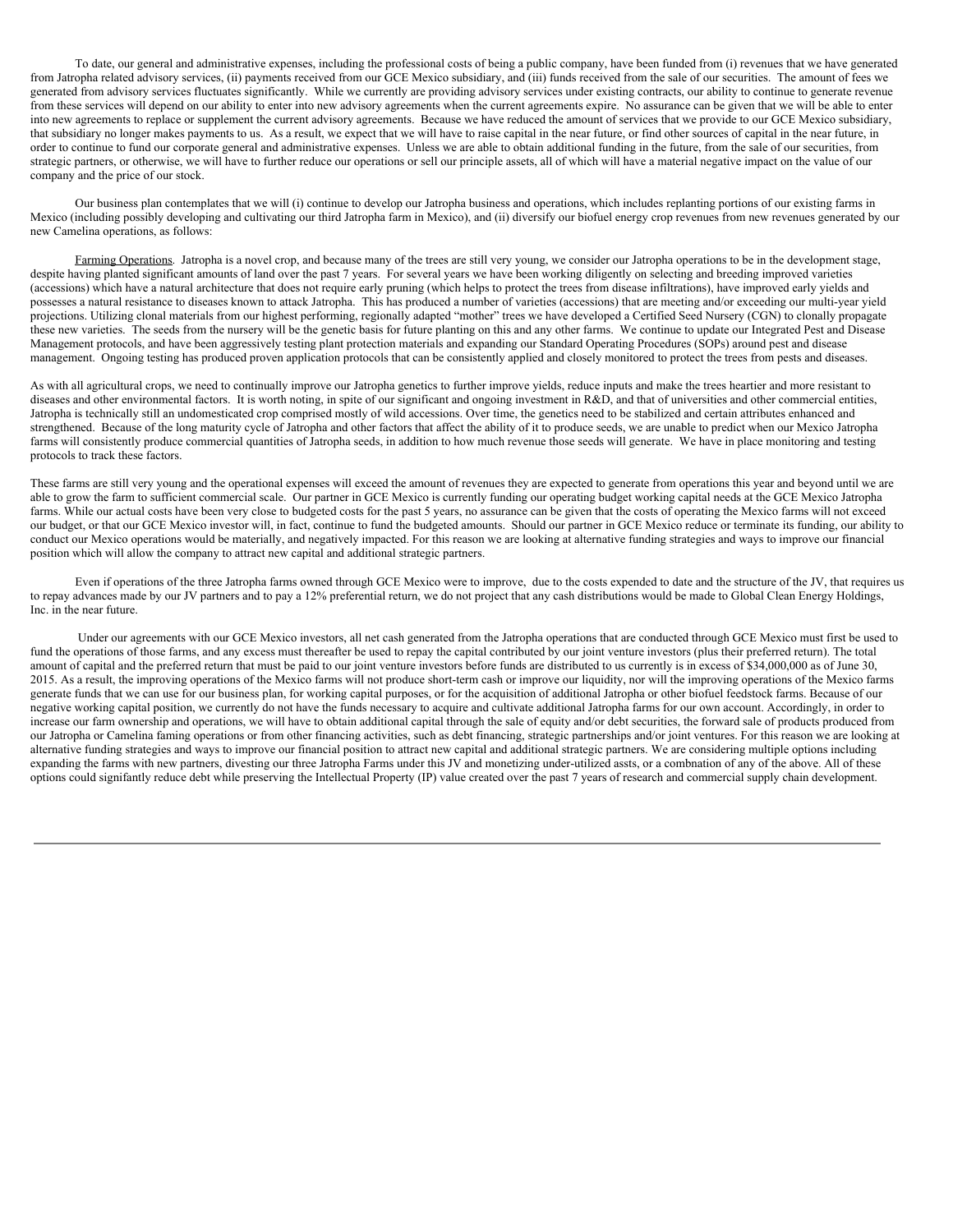To date, our general and administrative expenses, including the professional costs of being a public company, have been funded from (i) revenues that we have generated from Jatropha related advisory services, (ii) payments received from our GCE Mexico subsidiary, and (iii) funds received from the sale of our securities. The amount of fees we generated from advisory services fluctuates significantly. While we currently are providing advisory services under existing contracts, our ability to continue to generate revenue from these services will depend on our ability to enter into new advisory agreements when the current agreements expire. No assurance can be given that we will be able to enter into new agreements to replace or supplement the current advisory agreements. Because we have reduced the amount of services that we provide to our GCE Mexico subsidiary, that subsidiary no longer makes payments to us. As a result, we expect that we will have to raise capital in the near future, or find other sources of capital in the near future, in order to continue to fund our corporate general and administrative expenses. Unless we are able to obtain additional funding in the future, from the sale of our securities, from strategic partners, or otherwise, we will have to further reduce our operations or sell our principle assets, all of which will have a material negative impact on the value of our company and the price of our stock.

Our business plan contemplates that we will (i) continue to develop our Jatropha business and operations, which includes replanting portions of our existing farms in Mexico (including possibly developing and cultivating our third Jatropha farm in Mexico), and (ii) diversify our biofuel energy crop revenues from new revenues generated by our new Camelina operations, as follows:

Farming Operations. Jatropha is a novel crop, and because many of the trees are still very young, we consider our Jatropha operations to be in the development stage, despite having planted significant amounts of land over the past 7 years. For several years we have been working diligently on selecting and breeding improved varieties (accessions) which have a natural architecture that does not require early pruning (which helps to protect the trees from disease infiltrations), have improved early yields and possesses a natural resistance to diseases known to attack Jatropha. This has produced a number of varieties (accessions) that are meeting and/or exceeding our multi-year yield projections. Utilizing clonal materials from our highest performing, regionally adapted "mother" trees we have developed a Certified Seed Nursery (CGN) to clonally propagate these new varieties. The seeds from the nursery will be the genetic basis for future planting on this and any other farms. We continue to update our Integrated Pest and Disease Management protocols, and have been aggressively testing plant protection materials and expanding our Standard Operating Procedures (SOPs) around pest and disease management. Ongoing testing has produced proven application protocols that can be consistently applied and closely monitored to protect the trees from pests and diseases.

As with all agricultural crops, we need to continually improve our Jatropha genetics to further improve yields, reduce inputs and make the trees heartier and more resistant to diseases and other environmental factors. It is worth noting, in spite of our significant and ongoing investment in R&D, and that of universities and other commercial entities, Jatropha is technically still an undomesticated crop comprised mostly of wild accessions. Over time, the genetics need to be stabilized and certain attributes enhanced and strengthened. Because of the long maturity cycle of Jatropha and other factors that affect the ability of it to produce seeds, we are unable to predict when our Mexico Jatropha farms will consistently produce commercial quantities of Jatropha seeds, in addition to how much revenue those seeds will generate. We have in place monitoring and testing protocols to track these factors.

These farms are still very young and the operational expenses will exceed the amount of revenues they are expected to generate from operations this year and beyond until we are able to grow the farm to sufficient commercial scale. Our partner in GCE Mexico is currently funding our operating budget working capital needs at the GCE Mexico Jatropha farms. While our actual costs have been very close to budgeted costs for the past 5 years, no assurance can be given that the costs of operating the Mexico farms will not exceed our budget, or that our GCE Mexico investor will, in fact, continue to fund the budgeted amounts. Should our partner in GCE Mexico reduce or terminate its funding, our ability to conduct our Mexico operations would be materially, and negatively impacted. For this reason we are looking at alternative funding strategies and ways to improve our financial position which will allow the company to attract new capital and additional strategic partners.

Even if operations of the three Jatropha farms owned through GCE Mexico were to improve, due to the costs expended to date and the structure of the JV, that requires us to repay advances made by our JV partners and to pay a 12% preferential return, we do not project that any cash distributions would be made to Global Clean Energy Holdings, Inc. in the near future.

Under our agreements with our GCE Mexico investors, all net cash generated from the Jatropha operations that are conducted through GCE Mexico must first be used to fund the operations of those farms, and any excess must thereafter be used to repay the capital contributed by our joint venture investors (plus their preferred return). The total amount of capital and the preferred return that must be paid to our joint venture investors before funds are distributed to us currently is in excess of $34,000,000 as of June 30, 2015. As a result, the improving operations of the Mexico farms will not produce short-term cash or improve our liquidity, nor will the improving operations of the Mexico farms generate funds that we can use for our business plan, for working capital purposes, or for the acquisition of additional Jatropha or other biofuel feedstock farms. Because of our negative working capital position, we currently do not have the funds necessary to acquire and cultivate additional Jatropha farms for our own account. Accordingly, in order to increase our farm ownership and operations, we will have to obtain additional capital through the sale of equity and/or debt securities, the forward sale of products produced from our Jatropha or Camelina faming operations or from other financing activities, such as debt financing, strategic partnerships and/or joint ventures. For this reason we are looking at alternative funding strategies and ways to improve our financial position to attract new capital and additional strategic partners. We are considering multiple options including expanding the farms with new partners, divesting our three Jatropha Farms under this JV and monetizing under-utilized assts, or a combnation of any of the above. All of these options could signifantly reduce debt while preserving the Intellectual Property (IP) value created over the past 7 years of research and commercial supply chain development.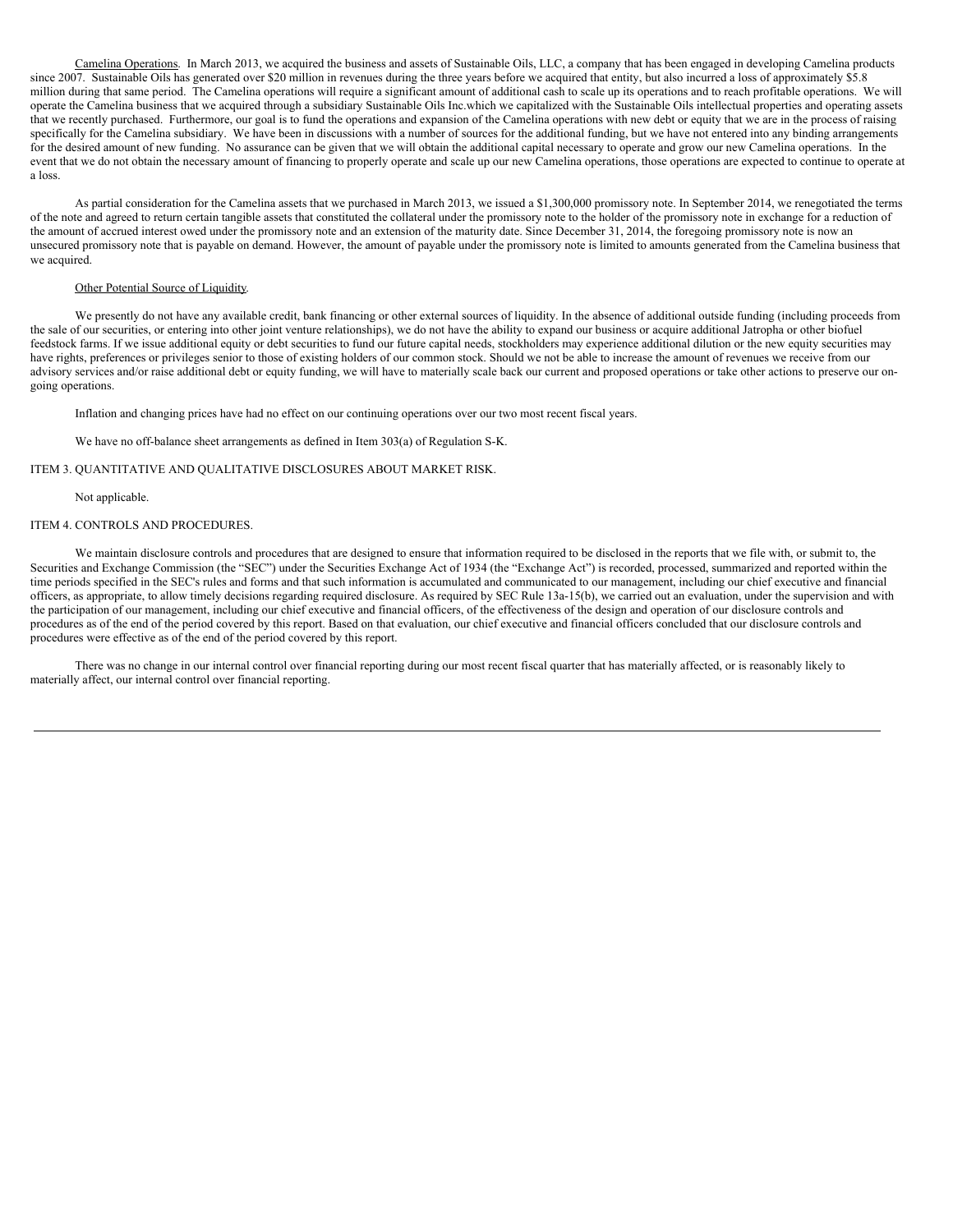Camelina Operations. In March 2013, we acquired the business and assets of Sustainable Oils, LLC, a company that has been engaged in developing Camelina products since 2007. Sustainable Oils has generated over $20 million in revenues during the three years before we acquired that entity, but also incurred a loss of approximately $5.8 million during that same period. The Camelina operations will require a significant amount of additional cash to scale up its operations and to reach profitable operations. We will operate the Camelina business that we acquired through a subsidiary Sustainable Oils Inc.which we capitalized with the Sustainable Oils intellectual properties and operating assets that we recently purchased. Furthermore, our goal is to fund the operations and expansion of the Camelina operations with new debt or equity that we are in the process of raising specifically for the Camelina subsidiary. We have been in discussions with a number of sources for the additional funding, but we have not entered into any binding arrangements for the desired amount of new funding. No assurance can be given that we will obtain the additional capital necessary to operate and grow our new Camelina operations. In the event that we do not obtain the necessary amount of financing to properly operate and scale up our new Camelina operations, those operations are expected to continue to operate at a loss.

As partial consideration for the Camelina assets that we purchased in March 2013, we issued a $1,300,000 promissory note. In September 2014, we renegotiated the terms of the note and agreed to return certain tangible assets that constituted the collateral under the promissory note to the holder of the promissory note in exchange for a reduction of the amount of accrued interest owed under the promissory note and an extension of the maturity date. Since December 31, 2014, the foregoing promissory note is now an unsecured promissory note that is payable on demand. However, the amount of payable under the promissory note is limited to amounts generated from the Camelina business that we acquired.

Other Potential Source of Liquidity.

We presently do not have any available credit, bank financing or other external sources of liquidity. In the absence of additional outside funding (including proceeds from the sale of our securities, or entering into other joint venture relationships), we do not have the ability to expand our business or acquire additional Jatropha or other biofuel feedstock farms. If we issue additional equity or debt securities to fund our future capital needs, stockholders may experience additional dilution or the new equity securities may have rights, preferences or privileges senior to those of existing holders of our common stock. Should we not be able to increase the amount of revenues we receive from our advisory services and/or raise additional debt or equity funding, we will have to materially scale back our current and proposed operations or take other actions to preserve our on-going operations.

Inflation and changing prices have had no effect on our continuing operations over our two most recent fiscal years.

We have no off-balance sheet arrangements as defined in Item 303(a) of Regulation S-K.

## ITEM 3. QUANTITATIVE AND QUALITATIVE DISCLOSURES ABOUT MARKET RISK.

Not applicable.

## ITEM 4. CONTROLS AND PROCEDURES.

We maintain disclosure controls and procedures that are designed to ensure that information required to be disclosed in the reports that we file with, or submit to, the Securities and Exchange Commission (the "SEC") under the Securities Exchange Act of 1934 (the "Exchange Act") is recorded, processed, summarized and reported within the time periods specified in the SEC's rules and forms and that such information is accumulated and communicated to our management, including our chief executive and financial officers, as appropriate, to allow timely decisions regarding required disclosure. As required by SEC Rule 13a-15(b), we carried out an evaluation, under the supervision and with the participation of our management, including our chief executive and financial officers, of the effectiveness of the design and operation of our disclosure controls and procedures as of the end of the period covered by this report. Based on that evaluation, our chief executive and financial officers concluded that our disclosure controls and procedures were effective as of the end of the period covered by this report.

There was no change in our internal control over financial reporting during our most recent fiscal quarter that has materially affected, or is reasonably likely to materially affect, our internal control over financial reporting.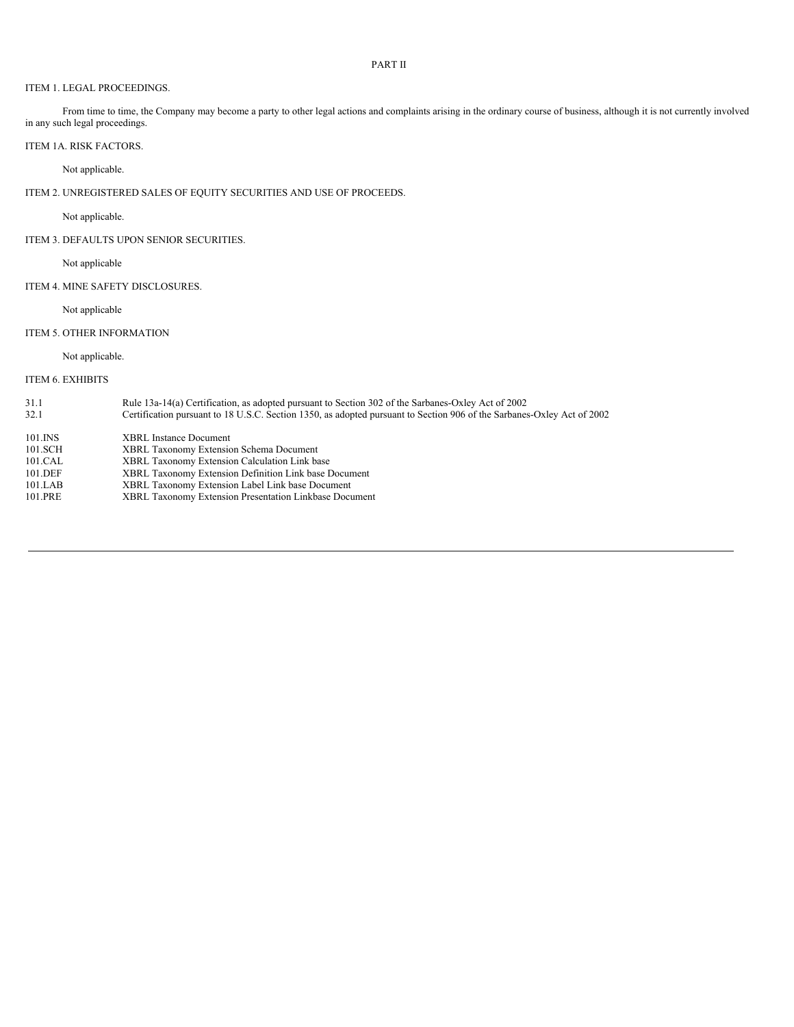# PART II

## ITEM 1. LEGAL PROCEEDINGS.

From time to time, the Company may become a party to other legal actions and complaints arising in the ordinary course of business, although it is not currently involved in any such legal proceedings.

## ITEM 1A. RISK FACTORS.

Not applicable.

## ITEM 2. UNREGISTERED SALES OF EQUITY SECURITIES AND USE OF PROCEEDS.

Not applicable.

## ITEM 3. DEFAULTS UPON SENIOR SECURITIES.

Not applicable

## ITEM 4. MINE SAFETY DISCLOSURES.

Not applicable

## ITEM 5. OTHER INFORMATION

Not applicable.

## ITEM 6. EXHIBITS

| | |
|---|---|
| 31.1 | Rule 13a-14(a) Certification, as adopted pursuant to Section 302 of the Sarbanes-Oxley Act of 2002 |
| 32.1 | Certification pursuant to 18 U.S.C. Section 1350, as adopted pursuant to Section 906 of the Sarbanes-Oxley Act of 2002 |
| 101.INS | XBRL Instance Document |
| 101.SCH | XBRL Taxonomy Extension Schema Document |
| 101.CAL | XBRL Taxonomy Extension Calculation Link base |
| 101.DEF | XBRL Taxonomy Extension Definition Link base Document |
| 101.LAB | XBRL Taxonomy Extension Label Link base Document |
| 101.PRE | XBRL Taxonomy Extension Presentation Linkbase Document |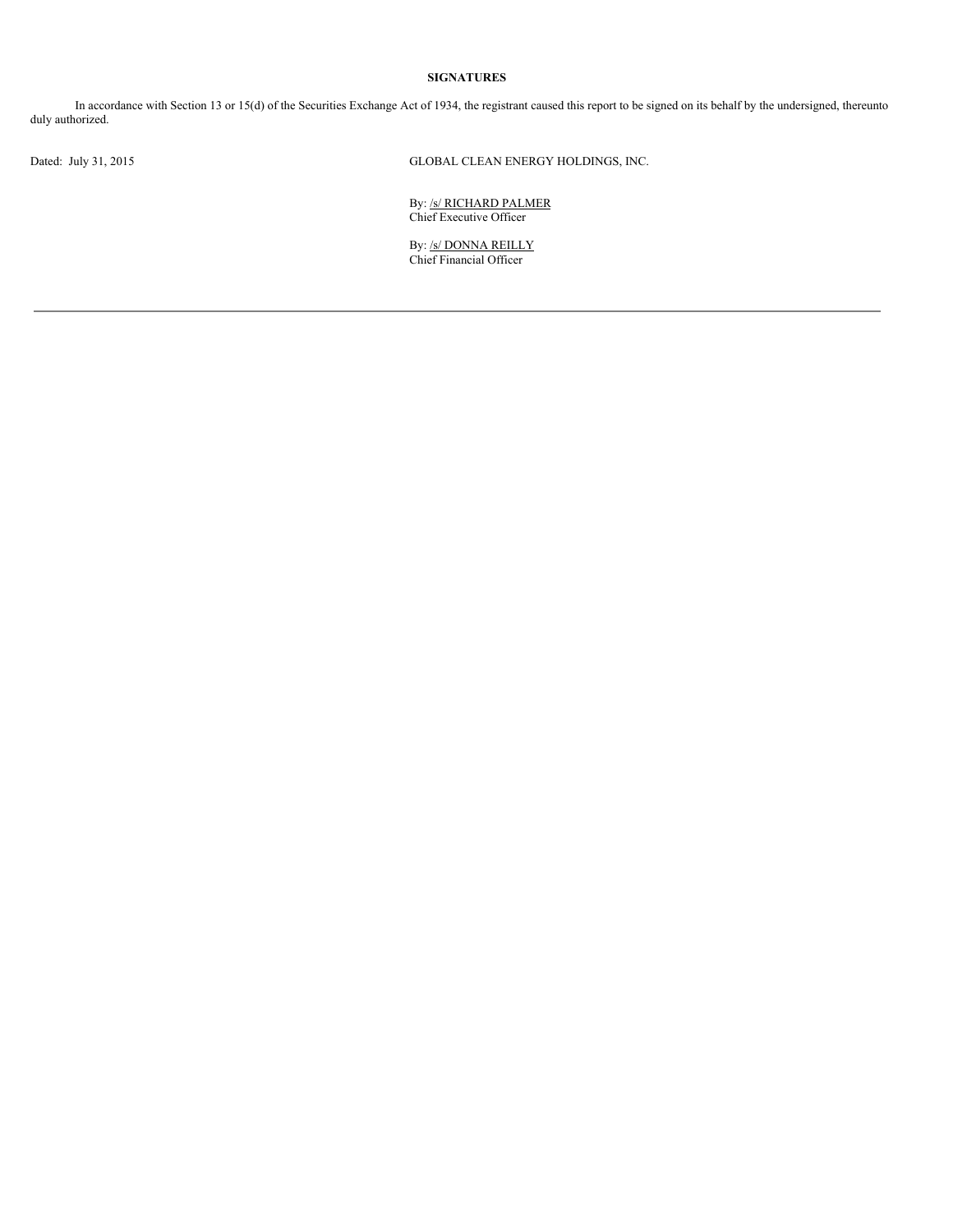**SIGNATURES**

In accordance with Section 13 or 15(d) of the Securities Exchange Act of 1934, the registrant caused this report to be signed on its behalf by the undersigned, thereunto duly authorized.

Dated: July 31, 2015

GLOBAL CLEAN ENERGY HOLDINGS, INC.

By: /s/ RICHARD PALMER
Chief Executive Officer

By: /s/ DONNA REILLY
Chief Financial Officer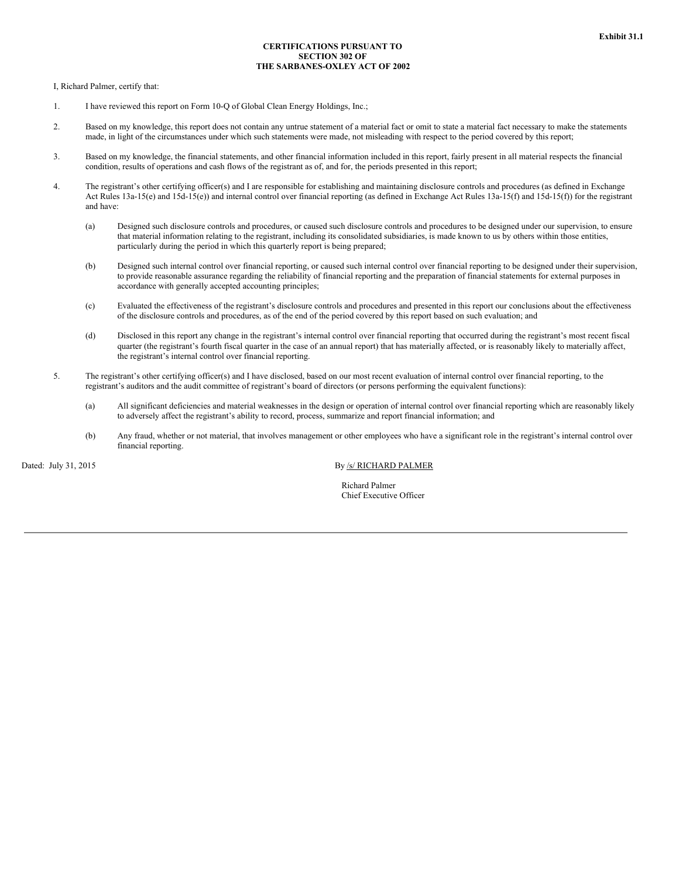**Exhibit 31.1**

**CERTIFICATIONS PURSUANT TO**
**SECTION 302 OF**
**THE SARBANES-OXLEY ACT OF 2002**

I, Richard Palmer, certify that:

1. I have reviewed this report on Form 10-Q of Global Clean Energy Holdings, Inc.;

2. Based on my knowledge, this report does not contain any untrue statement of a material fact or omit to state a material fact necessary to make the statements made, in light of the circumstances under which such statements were made, not misleading with respect to the period covered by this report;

3. Based on my knowledge, the financial statements, and other financial information included in this report, fairly present in all material respects the financial condition, results of operations and cash flows of the registrant as of, and for, the periods presented in this report;

4. The registrant's other certifying officer(s) and I are responsible for establishing and maintaining disclosure controls and procedures (as defined in Exchange Act Rules 13a-15(e) and 15d-15(e)) and internal control over financial reporting (as defined in Exchange Act Rules 13a-15(f) and 15d-15(f)) for the registrant and have:

   (a) Designed such disclosure controls and procedures, or caused such disclosure controls and procedures to be designed under our supervision, to ensure that material information relating to the registrant, including its consolidated subsidiaries, is made known to us by others within those entities, particularly during the period in which this quarterly report is being prepared;

   (b) Designed such internal control over financial reporting, or caused such internal control over financial reporting to be designed under their supervision, to provide reasonable assurance regarding the reliability of financial reporting and the preparation of financial statements for external purposes in accordance with generally accepted accounting principles;

   (c) Evaluated the effectiveness of the registrant's disclosure controls and procedures and presented in this report our conclusions about the effectiveness of the disclosure controls and procedures, as of the end of the period covered by this report based on such evaluation; and

   (d) Disclosed in this report any change in the registrant's internal control over financial reporting that occurred during the registrant's most recent fiscal quarter (the registrant's fourth fiscal quarter in the case of an annual report) that has materially affected, or is reasonably likely to materially affect, the registrant's internal control over financial reporting.

5. The registrant's other certifying officer(s) and I have disclosed, based on our most recent evaluation of internal control over financial reporting, to the registrant's auditors and the audit committee of registrant's board of directors (or persons performing the equivalent functions):

   (a) All significant deficiencies and material weaknesses in the design or operation of internal control over financial reporting which are reasonably likely to adversely affect the registrant's ability to record, process, summarize and report financial information; and

   (b) Any fraud, whether or not material, that involves management or other employees who have a significant role in the registrant's internal control over financial reporting.

Dated: July 31, 2015

By /s/ RICHARD PALMER

Richard Palmer
Chief Executive Officer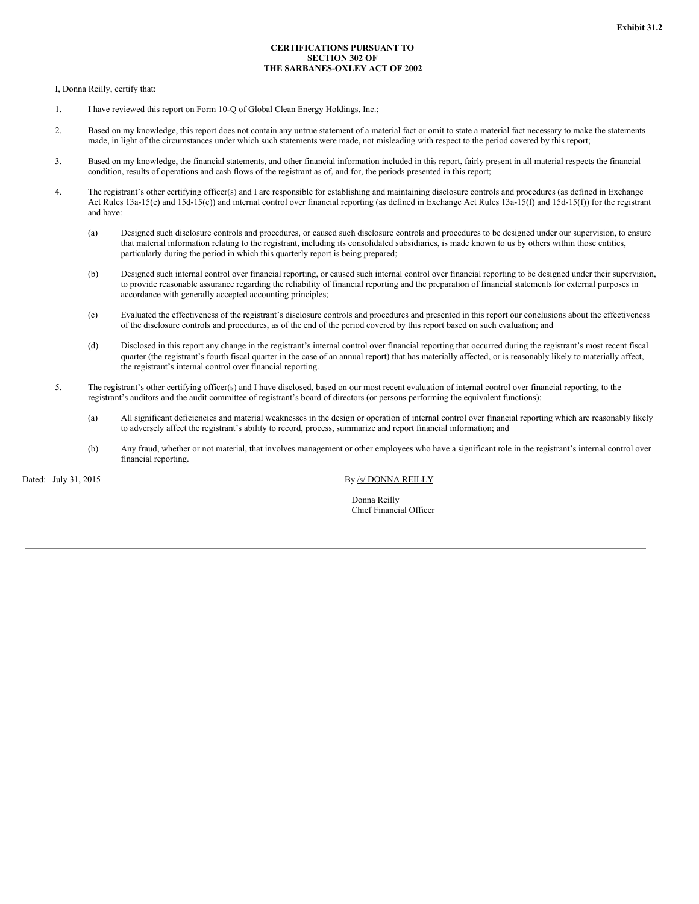**Exhibit 31.2**

**CERTIFICATIONS PURSUANT TO  
SECTION 302 OF  
THE SARBANES-OXLEY ACT OF 2002**

I, Donna Reilly, certify that:

1. I have reviewed this report on Form 10-Q of Global Clean Energy Holdings, Inc.;

2. Based on my knowledge, this report does not contain any untrue statement of a material fact or omit to state a material fact necessary to make the statements made, in light of the circumstances under which such statements were made, not misleading with respect to the period covered by this report;

3. Based on my knowledge, the financial statements, and other financial information included in this report, fairly present in all material respects the financial condition, results of operations and cash flows of the registrant as of, and for, the periods presented in this report;

4. The registrant's other certifying officer(s) and I are responsible for establishing and maintaining disclosure controls and procedures (as defined in Exchange Act Rules 13a-15(e) and 15d-15(e)) and internal control over financial reporting (as defined in Exchange Act Rules 13a-15(f) and 15d-15(f)) for the registrant and have:

   (a) Designed such disclosure controls and procedures, or caused such disclosure controls and procedures to be designed under our supervision, to ensure that material information relating to the registrant, including its consolidated subsidiaries, is made known to us by others within those entities, particularly during the period in which this quarterly report is being prepared;

   (b) Designed such internal control over financial reporting, or caused such internal control over financial reporting to be designed under their supervision, to provide reasonable assurance regarding the reliability of financial reporting and the preparation of financial statements for external purposes in accordance with generally accepted accounting principles;

   (c) Evaluated the effectiveness of the registrant's disclosure controls and procedures and presented in this report our conclusions about the effectiveness of the disclosure controls and procedures, as of the end of the period covered by this report based on such evaluation; and

   (d) Disclosed in this report any change in the registrant's internal control over financial reporting that occurred during the registrant's most recent fiscal quarter (the registrant's fourth fiscal quarter in the case of an annual report) that has materially affected, or is reasonably likely to materially affect, the registrant's internal control over financial reporting.

5. The registrant's other certifying officer(s) and I have disclosed, based on our most recent evaluation of internal control over financial reporting, to the registrant's auditors and the audit committee of registrant's board of directors (or persons performing the equivalent functions):

   (a) All significant deficiencies and material weaknesses in the design or operation of internal control over financial reporting which are reasonably likely to adversely affect the registrant's ability to record, process, summarize and report financial information; and

   (b) Any fraud, whether or not material, that involves management or other employees who have a significant role in the registrant's internal control over financial reporting.

Dated: July 31, 2015

By /s/ DONNA REILLY

Donna Reilly  
Chief Financial Officer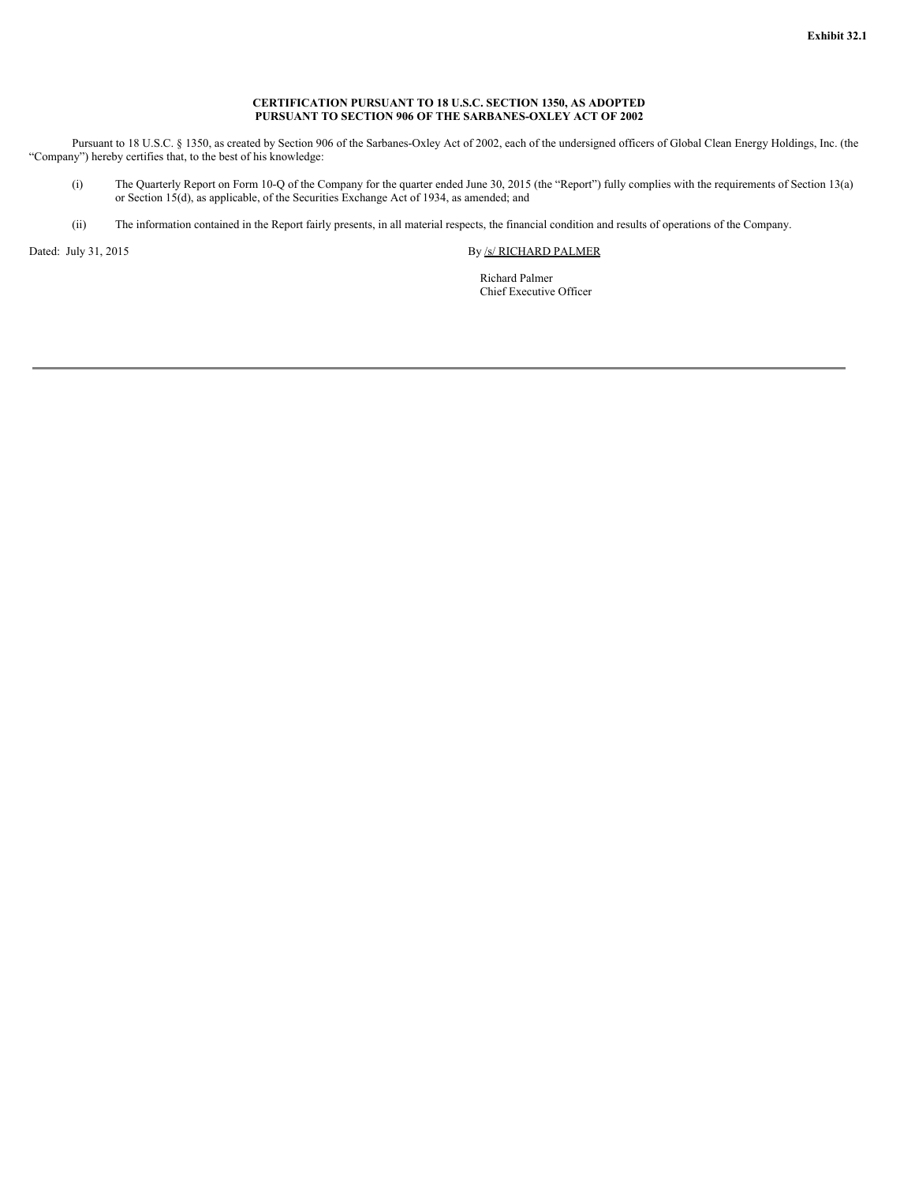**Exhibit 32.1**

**CERTIFICATION PURSUANT TO 18 U.S.C. SECTION 1350, AS ADOPTED PURSUANT TO SECTION 906 OF THE SARBANES-OXLEY ACT OF 2002**

Pursuant to 18 U.S.C. § 1350, as created by Section 906 of the Sarbanes-Oxley Act of 2002, each of the undersigned officers of Global Clean Energy Holdings, Inc. (the "Company") hereby certifies that, to the best of his knowledge:

(i) The Quarterly Report on Form 10-Q of the Company for the quarter ended June 30, 2015 (the "Report") fully complies with the requirements of Section 13(a) or Section 15(d), as applicable, of the Securities Exchange Act of 1934, as amended; and

(ii) The information contained in the Report fairly presents, in all material respects, the financial condition and results of operations of the Company.

Dated: July 31, 2015

By /s/ RICHARD PALMER

Richard Palmer
Chief Executive Officer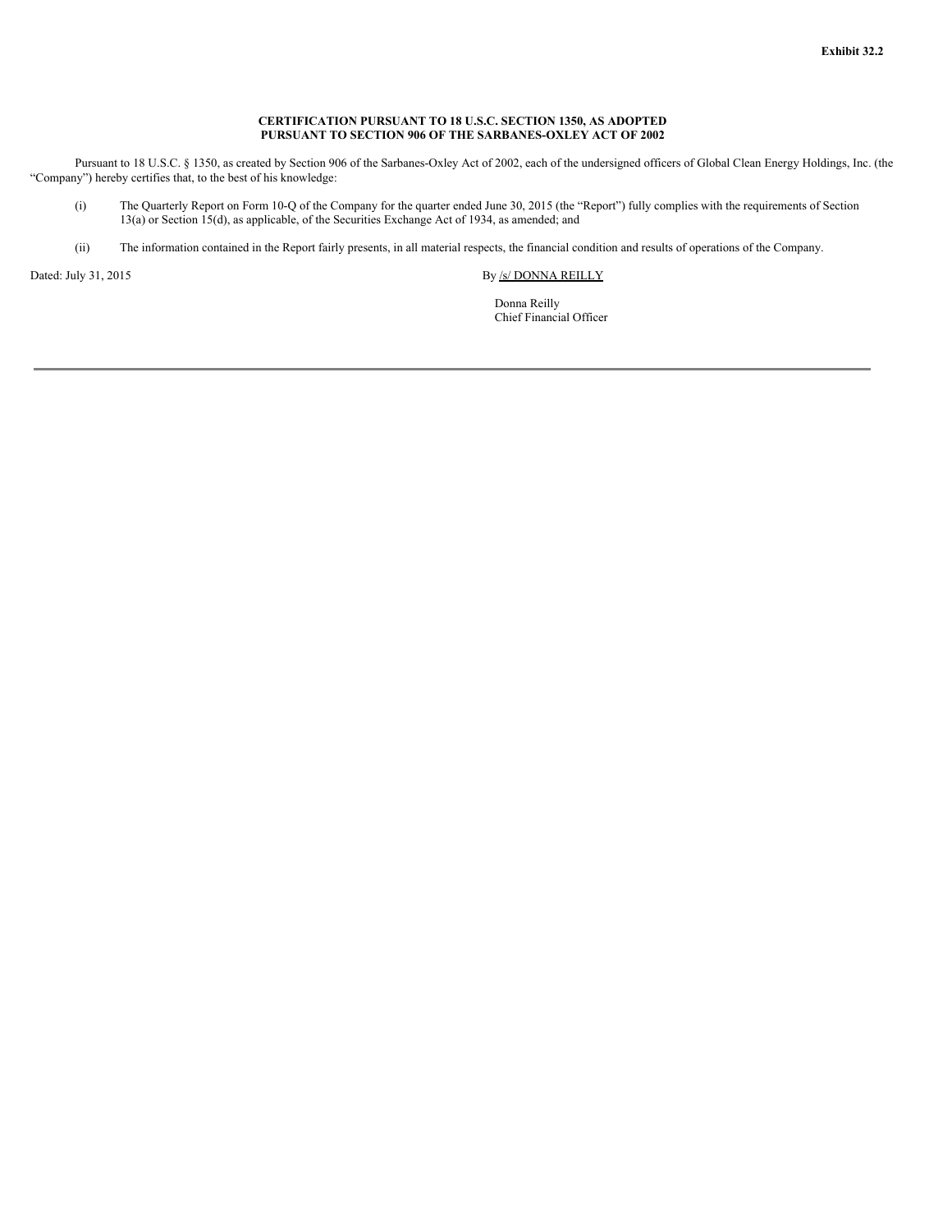**Exhibit 32.2**

**CERTIFICATION PURSUANT TO 18 U.S.C. SECTION 1350, AS ADOPTED PURSUANT TO SECTION 906 OF THE SARBANES-OXLEY ACT OF 2002**

Pursuant to 18 U.S.C. § 1350, as created by Section 906 of the Sarbanes-Oxley Act of 2002, each of the undersigned officers of Global Clean Energy Holdings, Inc. (the "Company") hereby certifies that, to the best of his knowledge:

(i) The Quarterly Report on Form 10-Q of the Company for the quarter ended June 30, 2015 (the "Report") fully complies with the requirements of Section 13(a) or Section 15(d), as applicable, of the Securities Exchange Act of 1934, as amended; and

(ii) The information contained in the Report fairly presents, in all material respects, the financial condition and results of operations of the Company.

Dated: July 31, 2015

By /s/ DONNA REILLY

Donna Reilly
Chief Financial Officer